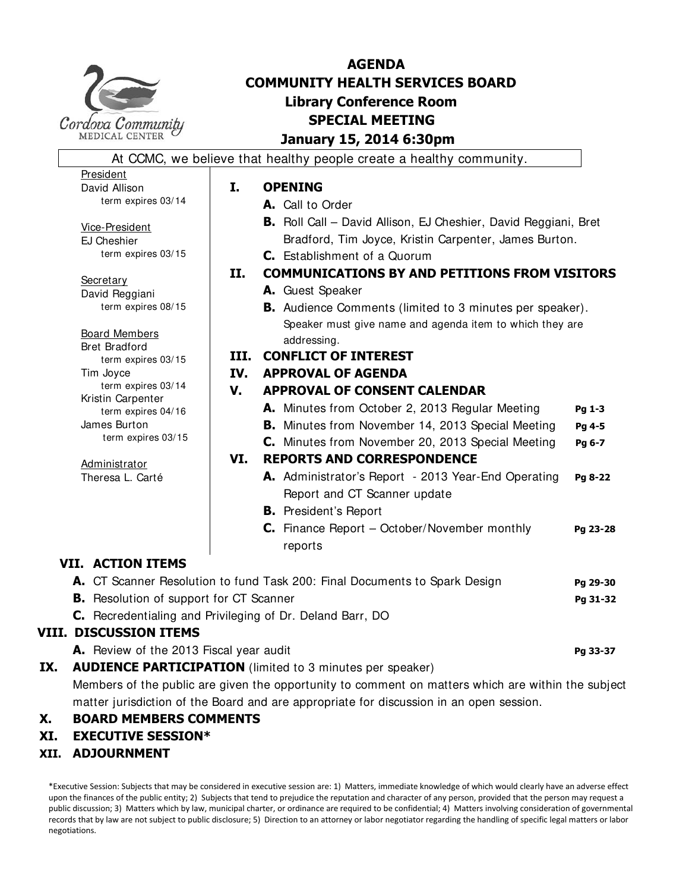# AGENDA
## COMMUNITY HEALTH SERVICES BOARD
### Library Conference Room
### SPECIAL MEETING
### January 15, 2014 6:30pm

Cordova Community MEDICAL CENTER

At CCMC, we believe that healthy people create a healthy community.

President
David Allison
term expires 03/14

Vice-President
EJ Cheshier
term expires 03/15

Secretary
David Reggiani
term expires 08/15

Board Members
Bret Bradford
term expires 03/15
Tim Joyce
term expires 03/14
Kristin Carpenter
term expires 04/16
James Burton
term expires 03/15

Administrator
Theresa L. Carté

**I. OPENING**

- **A.** Call to Order
- **B.** Roll Call – David Allison, EJ Cheshier, David Reggiani, Bret Bradford, Tim Joyce, Kristin Carpenter, James Burton.
- **C.** Establishment of a Quorum

**II. COMMUNICATIONS BY AND PETITIONS FROM VISITORS**

- **A.** Guest Speaker
- **B.** Audience Comments (limited to 3 minutes per speaker). Speaker must give name and agenda item to which they are addressing.

**III. CONFLICT OF INTEREST**

**IV. APPROVAL OF AGENDA**

**V. APPROVAL OF CONSENT CALENDAR**

- **A.** Minutes from October 2, 2013 Regular Meeting — **Pg 1-3**
- **B.** Minutes from November 14, 2013 Special Meeting — **Pg 4-5**
- **C.** Minutes from November 20, 2013 Special Meeting — **Pg 6-7**

**VI. REPORTS AND CORRESPONDENCE**

- **A.** Administrator's Report - 2013 Year-End Operating Report and CT Scanner update — **Pg 8-22**
- **B.** President's Report
- **C.** Finance Report – October/November monthly reports — **Pg 23-28**

**VII. ACTION ITEMS**

- **A.** CT Scanner Resolution to fund Task 200: Final Documents to Spark Design — **Pg 29-30**
- **B.** Resolution of support for CT Scanner — **Pg 31-32**
- **C.** Recredentialing and Privileging of Dr. Deland Barr, DO

**VIII. DISCUSSION ITEMS**

- **A.** Review of the 2013 Fiscal year audit — **Pg 33-37**

**IX. AUDIENCE PARTICIPATION** (limited to 3 minutes per speaker)

Members of the public are given the opportunity to comment on matters which are within the subject matter jurisdiction of the Board and are appropriate for discussion in an open session.

**X. BOARD MEMBERS COMMENTS**

**XI. EXECUTIVE SESSION***

**XII. ADJOURNMENT**

*Executive Session: Subjects that may be considered in executive session are: 1) Matters, immediate knowledge of which would clearly have an adverse effect upon the finances of the public entity; 2) Subjects that tend to prejudice the reputation and character of any person, provided that the person may request a public discussion; 3) Matters which by law, municipal charter, or ordinance are required to be confidential; 4) Matters involving consideration of governmental records that by law are not subject to public disclosure; 5) Direction to an attorney or labor negotiator regarding the handling of specific legal matters or labor negotiations.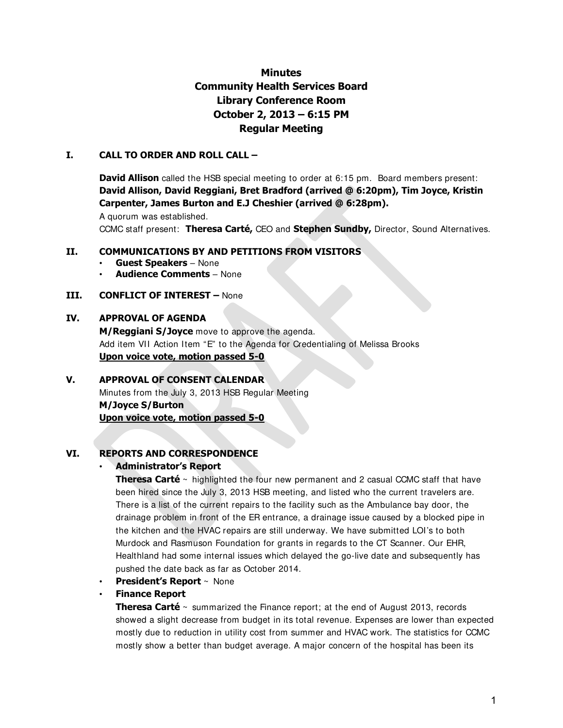# Minutes
# Community Health Services Board
# Library Conference Room
# October 2, 2013 – 6:15 PM
# Regular Meeting

## I. CALL TO ORDER AND ROLL CALL –

**David Allison** called the HSB special meeting to order at 6:15 pm. Board members present: **David Allison, David Reggiani, Bret Bradford (arrived @ 6:20pm), Tim Joyce, Kristin Carpenter, James Burton and E.J Cheshier (arrived @ 6:28pm).**

A quorum was established.

CCMC staff present: **Theresa Carté,** CEO and **Stephen Sundby,** Director, Sound Alternatives.

## II. COMMUNICATIONS BY AND PETITIONS FROM VISITORS

- **Guest Speakers** – None
- **Audience Comments** – None

## III. CONFLICT OF INTEREST – None

## IV. APPROVAL OF AGENDA

**M/Reggiani S/Joyce** move to approve the agenda.

Add item VII Action Item "E" to the Agenda for Credentialing of Melissa Brooks

**Upon voice vote, motion passed 5-0**

## V. APPROVAL OF CONSENT CALENDAR

Minutes from the July 3, 2013 HSB Regular Meeting

**M/Joyce S/Burton**

**Upon voice vote, motion passed 5-0**

## VI. REPORTS AND CORRESPONDENCE

- **Administrator's Report**

  **Theresa Carté** ~ highlighted the four new permanent and 2 casual CCMC staff that have been hired since the July 3, 2013 HSB meeting, and listed who the current travelers are. There is a list of the current repairs to the facility such as the Ambulance bay door, the drainage problem in front of the ER entrance, a drainage issue caused by a blocked pipe in the kitchen and the HVAC repairs are still underway. We have submitted LOI's to both Murdock and Rasmuson Foundation for grants in regards to the CT Scanner. Our EHR, Healthland had some internal issues which delayed the go-live date and subsequently has pushed the date back as far as October 2014.

- **President's Report** ~ None
- **Finance Report**

  **Theresa Carté** ~ summarized the Finance report; at the end of August 2013, records showed a slight decrease from budget in its total revenue. Expenses are lower than expected mostly due to reduction in utility cost from summer and HVAC work. The statistics for CCMC mostly show a better than budget average. A major concern of the hospital has been its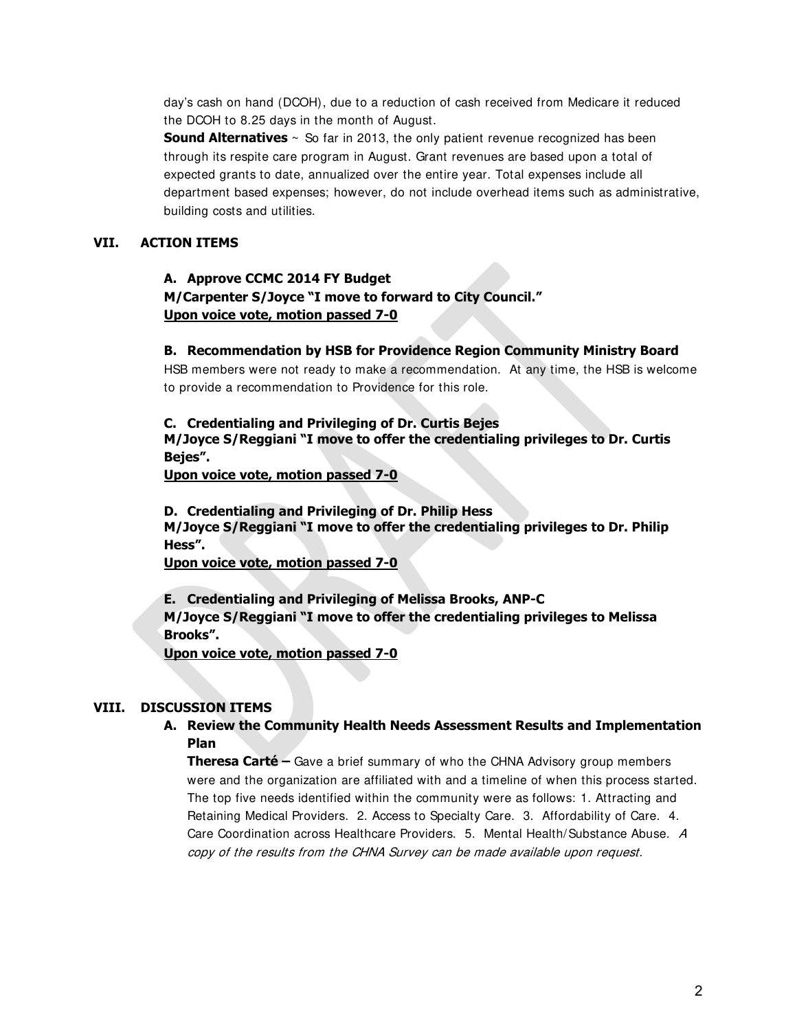day's cash on hand (DCOH), due to a reduction of cash received from Medicare it reduced the DCOH to 8.25 days in the month of August.

**Sound Alternatives** ~ So far in 2013, the only patient revenue recognized has been through its respite care program in August. Grant revenues are based upon a total of expected grants to date, annualized over the entire year. Total expenses include all department based expenses; however, do not include overhead items such as administrative, building costs and utilities.

## VII. ACTION ITEMS

### A. Approve CCMC 2014 FY Budget

**M/Carpenter S/Joyce "I move to forward to City Council."**

**Upon voice vote, motion passed 7-0**

### B. Recommendation by HSB for Providence Region Community Ministry Board

HSB members were not ready to make a recommendation. At any time, the HSB is welcome to provide a recommendation to Providence for this role.

### C. Credentialing and Privileging of Dr. Curtis Bejes

**M/Joyce S/Reggiani "I move to offer the credentialing privileges to Dr. Curtis Bejes".**

**Upon voice vote, motion passed 7-0**

### D. Credentialing and Privileging of Dr. Philip Hess

**M/Joyce S/Reggiani "I move to offer the credentialing privileges to Dr. Philip Hess".**

**Upon voice vote, motion passed 7-0**

### E. Credentialing and Privileging of Melissa Brooks, ANP-C

**M/Joyce S/Reggiani "I move to offer the credentialing privileges to Melissa Brooks".**

**Upon voice vote, motion passed 7-0**

## VIII. DISCUSSION ITEMS

### A. Review the Community Health Needs Assessment Results and Implementation Plan

**Theresa Carté –** Gave a brief summary of who the CHNA Advisory group members were and the organization are affiliated with and a timeline of when this process started. The top five needs identified within the community were as follows: 1. Attracting and Retaining Medical Providers. 2. Access to Specialty Care. 3. Affordability of Care. 4. Care Coordination across Healthcare Providers. 5. Mental Health/Substance Abuse. *A copy of the results from the CHNA Survey can be made available upon request.*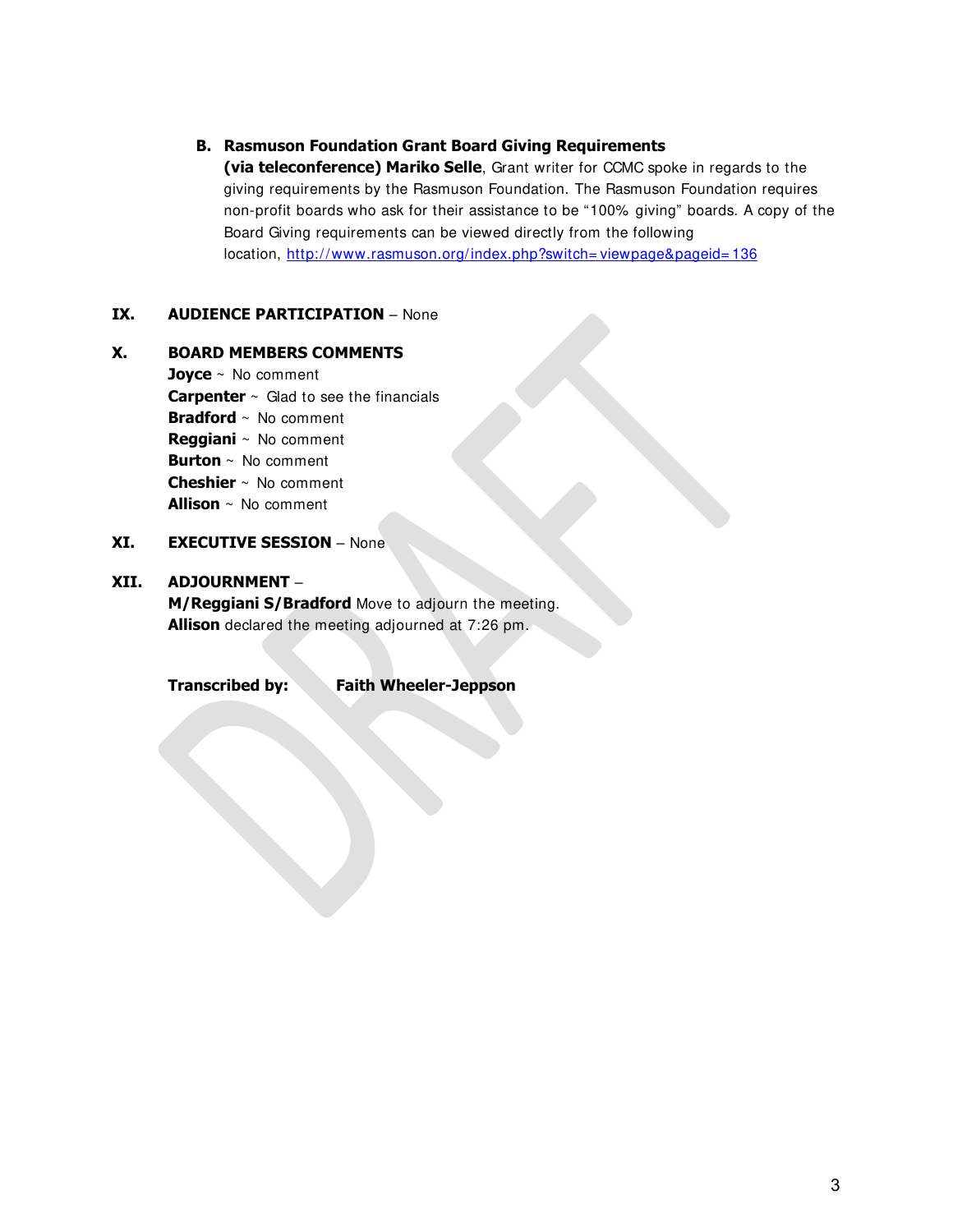**B. Rasmuson Foundation Grant Board Giving Requirements**

**(via teleconference) Mariko Selle**, Grant writer for CCMC spoke in regards to the giving requirements by the Rasmuson Foundation. The Rasmuson Foundation requires non-profit boards who ask for their assistance to be "100% giving" boards. A copy of the Board Giving requirements can be viewed directly from the following location, http://www.rasmuson.org/index.php?switch=viewpage&pageid=136

**IX. AUDIENCE PARTICIPATION** – None

**X. BOARD MEMBERS COMMENTS**

**Joyce** ~ No comment
**Carpenter** ~ Glad to see the financials
**Bradford** ~ No comment
**Reggiani** ~ No comment
**Burton** ~ No comment
**Cheshier** ~ No comment
**Allison** ~ No comment

**XI. EXECUTIVE SESSION** – None

**XII. ADJOURNMENT** –

**M/Reggiani S/Bradford** Move to adjourn the meeting.
**Allison** declared the meeting adjourned at 7:26 pm.

**Transcribed by:** **Faith Wheeler-Jeppson**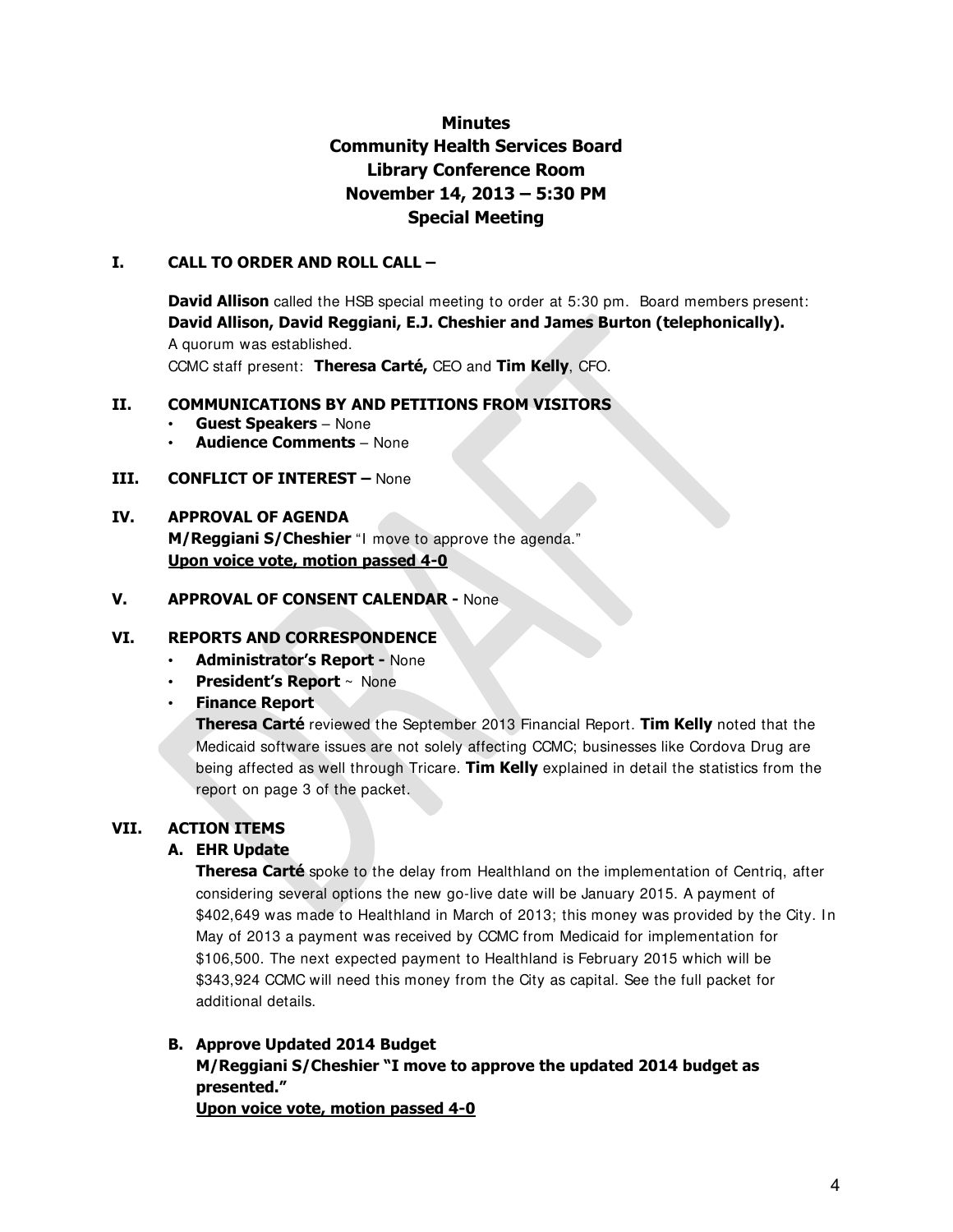# Minutes
# Community Health Services Board
# Library Conference Room
# November 14, 2013 – 5:30 PM
# Special Meeting

## I. CALL TO ORDER AND ROLL CALL –

**David Allison** called the HSB special meeting to order at 5:30 pm. Board members present: **David Allison, David Reggiani, E.J. Cheshier and James Burton (telephonically).**
A quorum was established.
CCMC staff present: **Theresa Carté,** CEO and **Tim Kelly**, CFO.

## II. COMMUNICATIONS BY AND PETITIONS FROM VISITORS

- **Guest Speakers** – None
- **Audience Comments** – None

## III. CONFLICT OF INTEREST – None

## IV. APPROVAL OF AGENDA

**M/Reggiani S/Cheshier** "I move to approve the agenda."
**Upon voice vote, motion passed 4-0**

## V. APPROVAL OF CONSENT CALENDAR - None

## VI. REPORTS AND CORRESPONDENCE

- **Administrator's Report -** None
- **President's Report** ~ None
- **Finance Report**

**Theresa Carté** reviewed the September 2013 Financial Report. **Tim Kelly** noted that the Medicaid software issues are not solely affecting CCMC; businesses like Cordova Drug are being affected as well through Tricare. **Tim Kelly** explained in detail the statistics from the report on page 3 of the packet.

## VII. ACTION ITEMS

### A. EHR Update

**Theresa Carté** spoke to the delay from Healthland on the implementation of Centriq, after considering several options the new go-live date will be January 2015. A payment of \$402,649 was made to Healthland in March of 2013; this money was provided by the City. In May of 2013 a payment was received by CCMC from Medicaid for implementation for \$106,500. The next expected payment to Healthland is February 2015 which will be \$343,924 CCMC will need this money from the City as capital. See the full packet for additional details.

### B. Approve Updated 2014 Budget

**M/Reggiani S/Cheshier "I move to approve the updated 2014 budget as presented."**
**Upon voice vote, motion passed 4-0**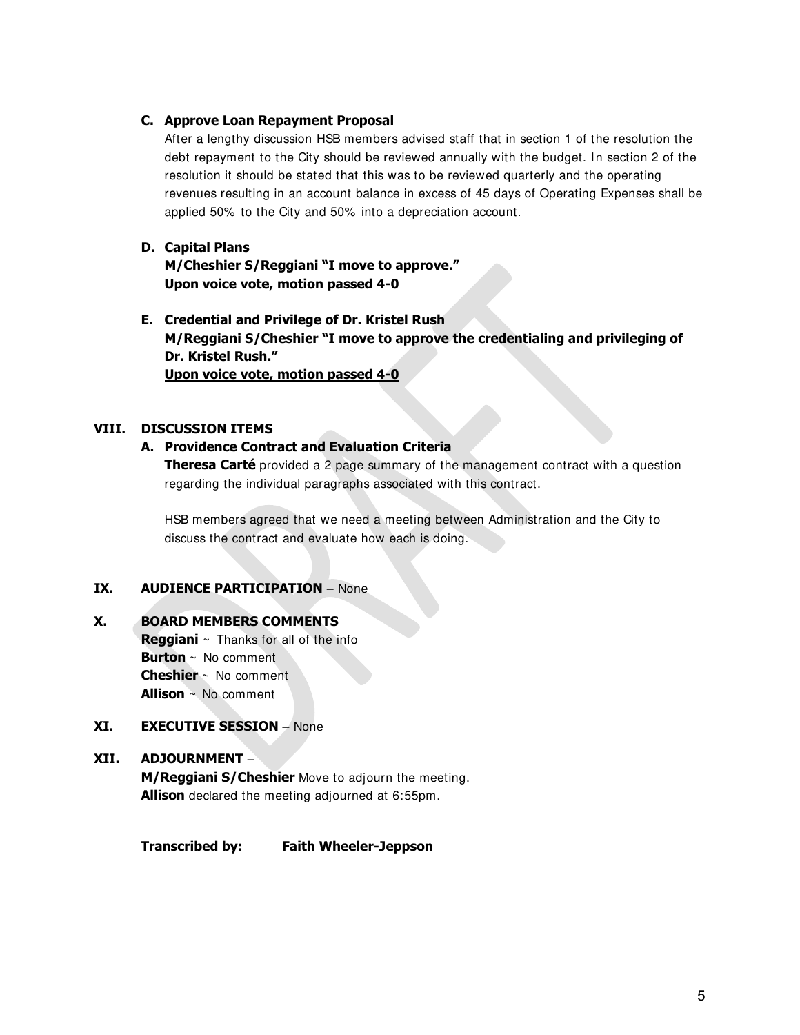**C. Approve Loan Repayment Proposal**

After a lengthy discussion HSB members advised staff that in section 1 of the resolution the debt repayment to the City should be reviewed annually with the budget. In section 2 of the resolution it should be stated that this was to be reviewed quarterly and the operating revenues resulting in an account balance in excess of 45 days of Operating Expenses shall be applied 50% to the City and 50% into a depreciation account.

**D. Capital Plans**

**M/Cheshier S/Reggiani "I move to approve."**

**Upon voice vote, motion passed 4-0**

**E. Credential and Privilege of Dr. Kristel Rush**

**M/Reggiani S/Cheshier "I move to approve the credentialing and privileging of Dr. Kristel Rush."**

**Upon voice vote, motion passed 4-0**

## VIII. DISCUSSION ITEMS

**A. Providence Contract and Evaluation Criteria**

**Theresa Carté** provided a 2 page summary of the management contract with a question regarding the individual paragraphs associated with this contract.

HSB members agreed that we need a meeting between Administration and the City to discuss the contract and evaluate how each is doing.

## IX. AUDIENCE PARTICIPATION – None

## X. BOARD MEMBERS COMMENTS

**Reggiani** ~ Thanks for all of the info
**Burton** ~ No comment
**Cheshier** ~ No comment
**Allison** ~ No comment

## XI. EXECUTIVE SESSION – None

## XII. ADJOURNMENT –

**M/Reggiani S/Cheshier** Move to adjourn the meeting.
**Allison** declared the meeting adjourned at 6:55pm.

**Transcribed by: Faith Wheeler-Jeppson**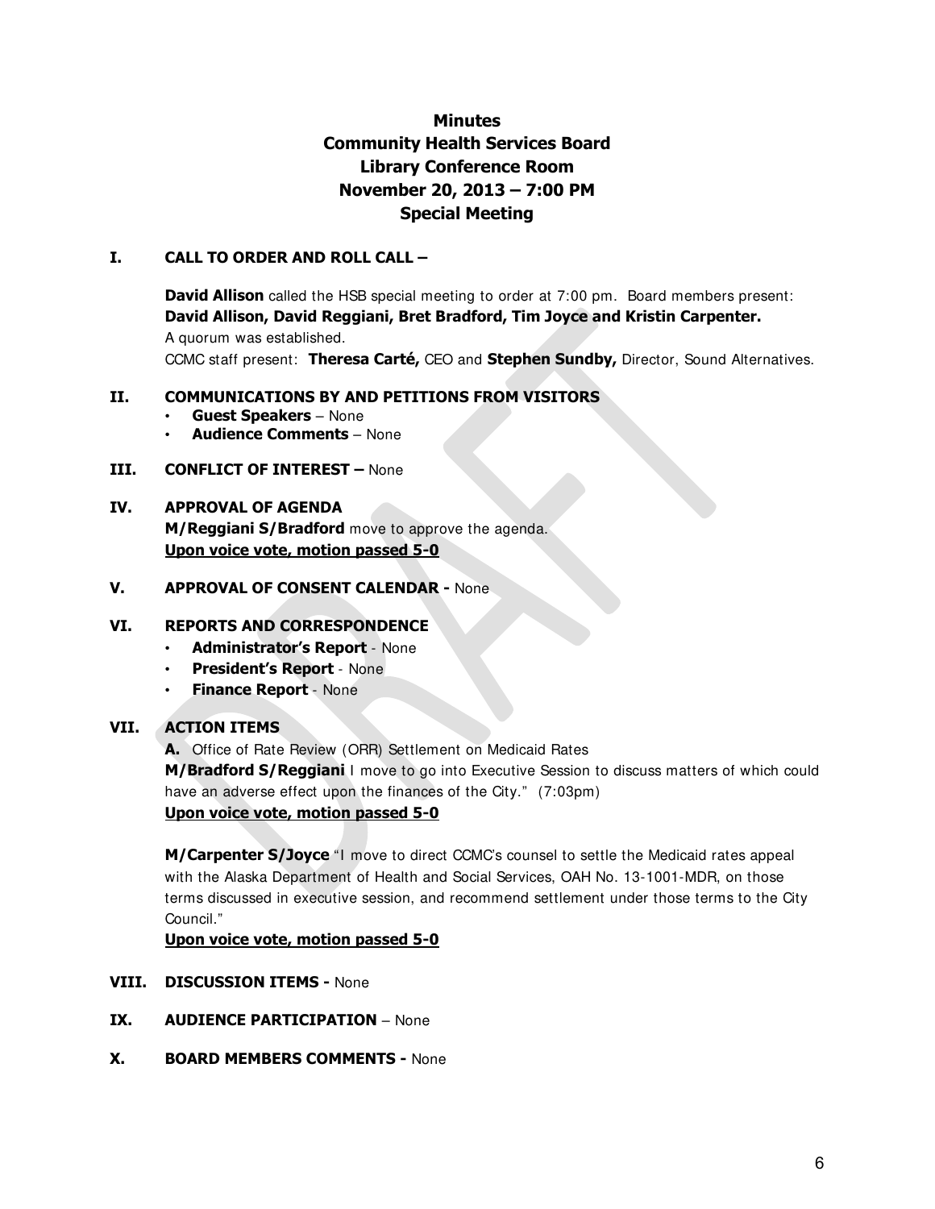# Minutes
# Community Health Services Board
# Library Conference Room
# November 20, 2013 – 7:00 PM
# Special Meeting

## I. CALL TO ORDER AND ROLL CALL –

**David Allison** called the HSB special meeting to order at 7:00 pm. Board members present: **David Allison, David Reggiani, Bret Bradford, Tim Joyce and Kristin Carpenter.**
A quorum was established.
CCMC staff present: **Theresa Carté,** CEO and **Stephen Sundby,** Director, Sound Alternatives.

## II. COMMUNICATIONS BY AND PETITIONS FROM VISITORS

- **Guest Speakers** – None
- **Audience Comments** – None

## III. CONFLICT OF INTEREST – None

## IV. APPROVAL OF AGENDA

**M/Reggiani S/Bradford** move to approve the agenda.
**Upon voice vote, motion passed 5-0**

## V. APPROVAL OF CONSENT CALENDAR - None

## VI. REPORTS AND CORRESPONDENCE

- **Administrator's Report** - None
- **President's Report** - None
- **Finance Report** - None

## VII. ACTION ITEMS

**A.** Office of Rate Review (ORR) Settlement on Medicaid Rates
**M/Bradford S/Reggiani** I move to go into Executive Session to discuss matters of which could have an adverse effect upon the finances of the City." (7:03pm)
**Upon voice vote, motion passed 5-0**

**M/Carpenter S/Joyce** "I move to direct CCMC's counsel to settle the Medicaid rates appeal with the Alaska Department of Health and Social Services, OAH No. 13-1001-MDR, on those terms discussed in executive session, and recommend settlement under those terms to the City Council."
**Upon voice vote, motion passed 5-0**

## VIII. DISCUSSION ITEMS - None

## IX. AUDIENCE PARTICIPATION – None

## X. BOARD MEMBERS COMMENTS - None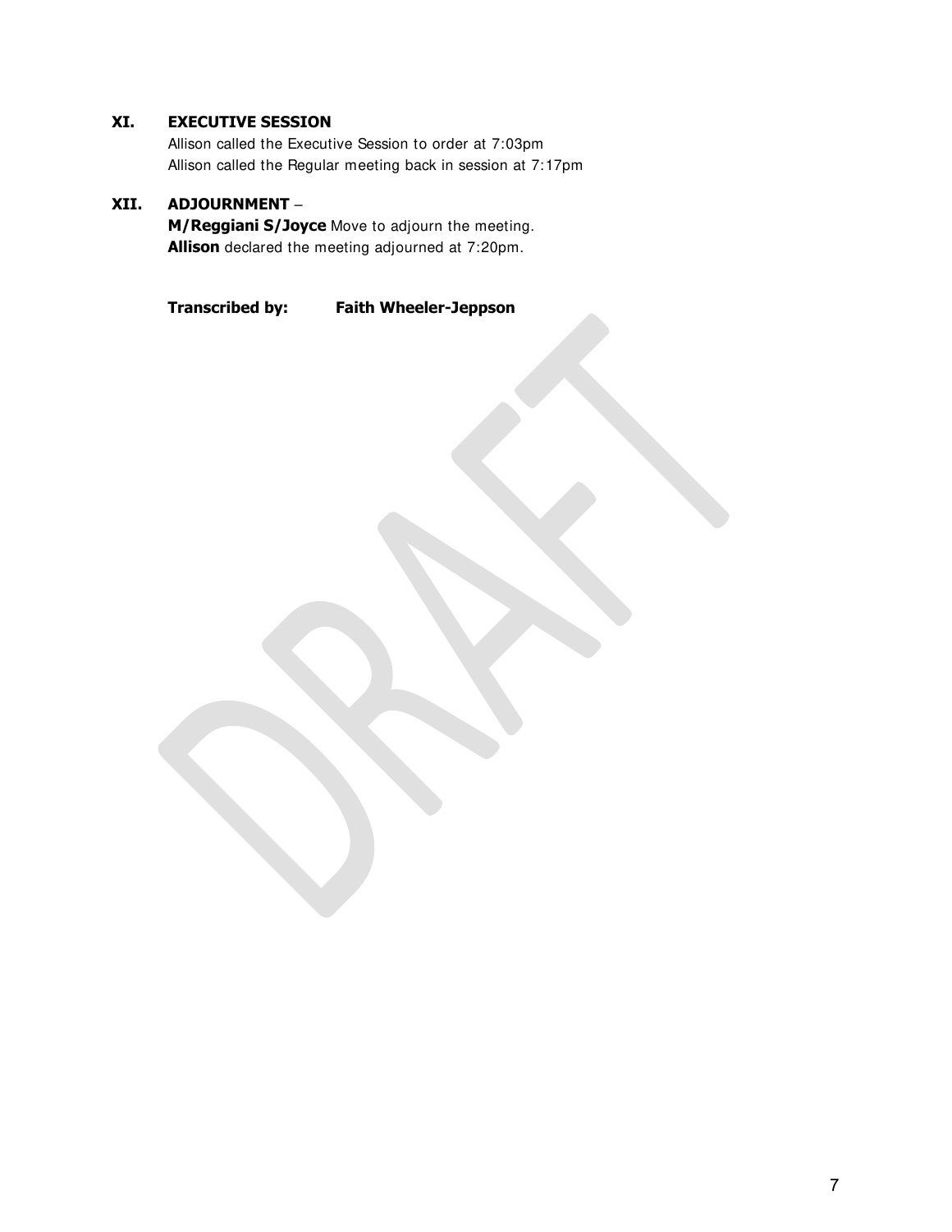## XI. EXECUTIVE SESSION

Allison called the Executive Session to order at 7:03pm
Allison called the Regular meeting back in session at 7:17pm

## XII. ADJOURNMENT –

**M/Reggiani S/Joyce** Move to adjourn the meeting.
**Allison** declared the meeting adjourned at 7:20pm.

**Transcribed by:** **Faith Wheeler-Jeppson**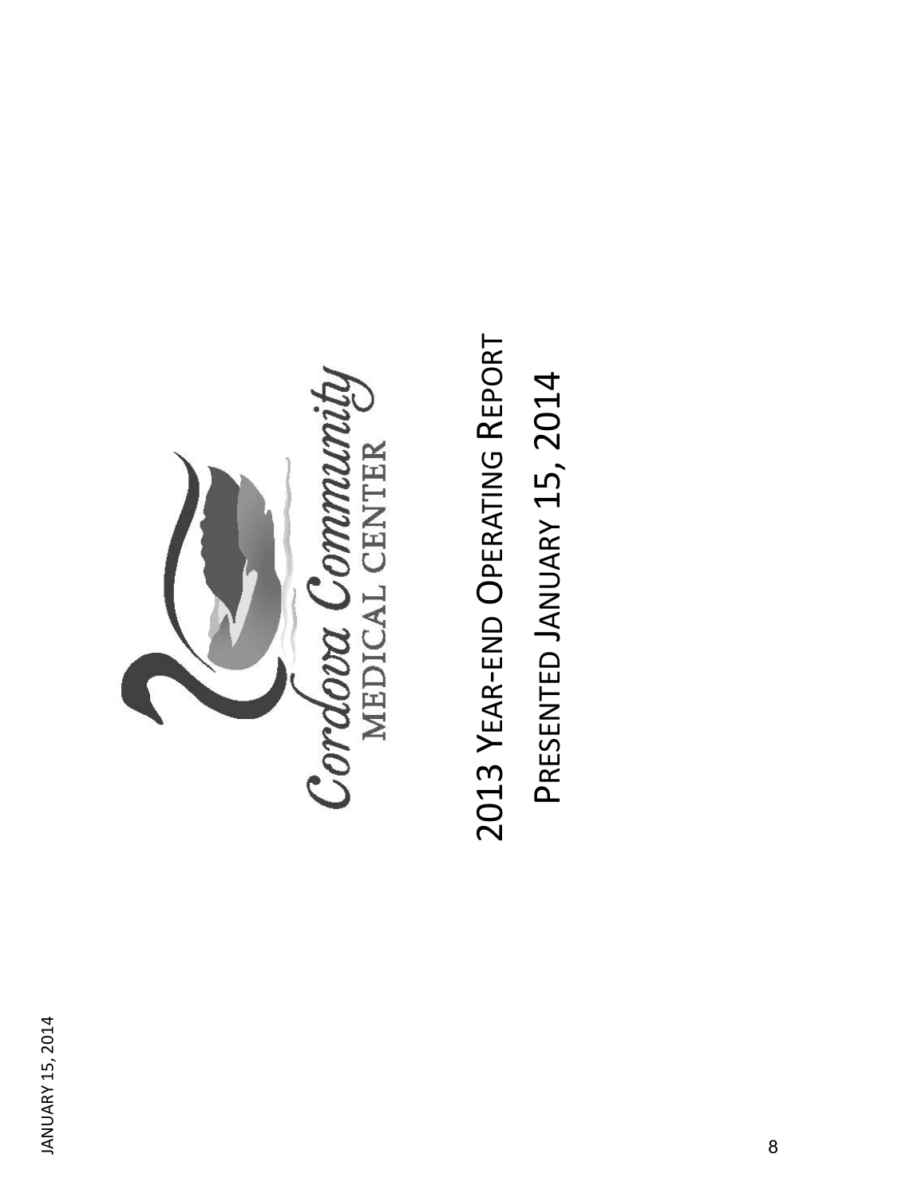Cordova Community MEDICAL CENTER

# 2013 Year-end Operating Report

## Presented January 15, 2014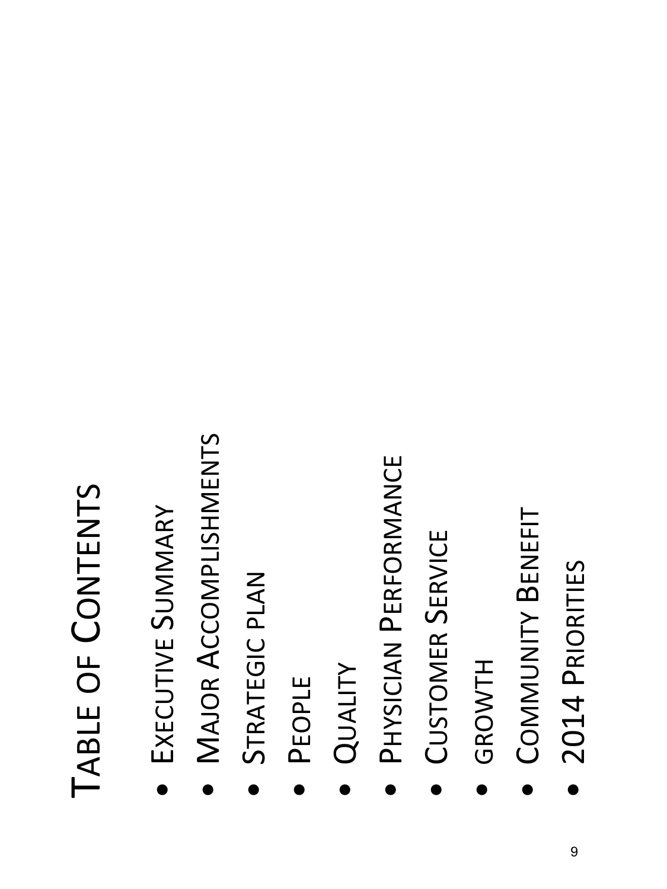# Table of Contents

- Executive Summary
- Major Accomplishments
- Strategic plan
- People
- Quality
- Physician Performance
- Customer Service
- growth
- Community Benefit
- 2014 Priorities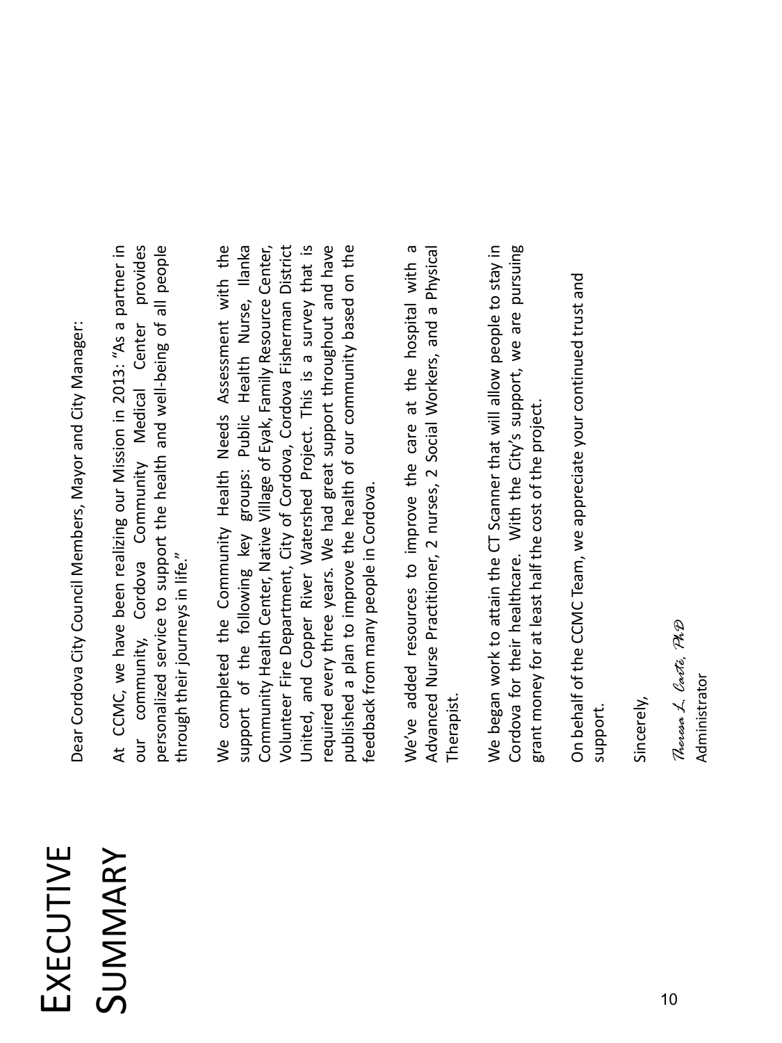# Executive Summary

Dear Cordova City Council Members, Mayor and City Manager:

At CCMC, we have been realizing our Mission in 2013: "As a partner in our community, Cordova Community Medical Center provides personalized service to support the health and well-being of all people through their journeys in life."

We completed the Community Health Needs Assessment with the support of the following key groups: Public Health Nurse, Ilanka Community Health Center, Native Village of Eyak, Family Resource Center, Volunteer Fire Department, City of Cordova, Cordova Fisherman District United, and Copper River Watershed Project. This is a survey that is required every three years. We had great support throughout and have published a plan to improve the health of our community based on the feedback from many people in Cordova.

We've added resources to improve the care at the hospital with a Advanced Nurse Practitioner, 2 nurses, 2 Social Workers, and a Physical Therapist.

We began work to attain the CT Scanner that will allow people to stay in Cordova for their healthcare. With the City's support, we are pursuing grant money for at least half the cost of the project.

On behalf of the CCMC Team, we appreciate your continued trust and support.

Sincerely,

*Theresa L. Carte, PhD*
Administrator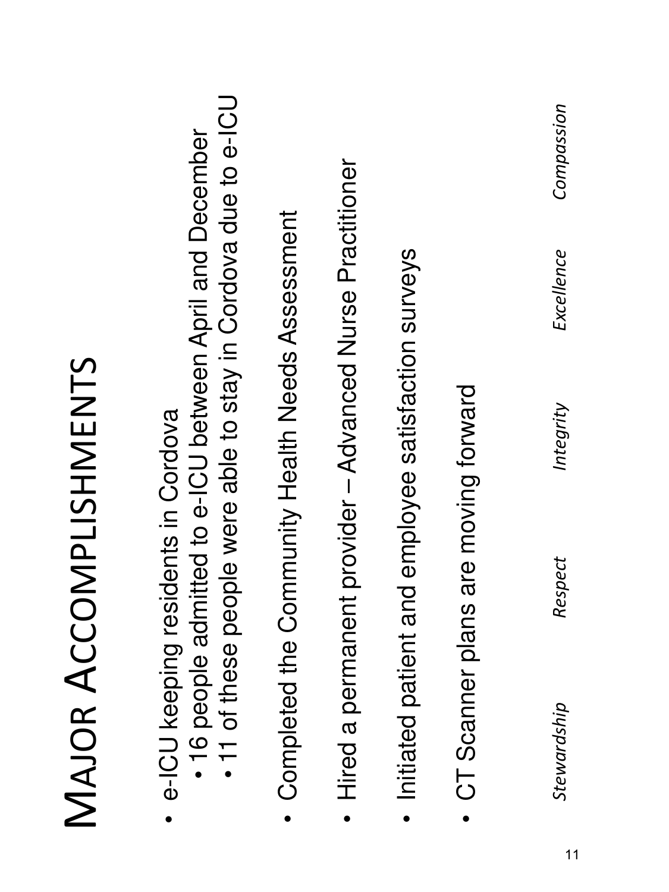# Major Accomplishments

- e-ICU keeping residents in Cordova
  - 16 people admitted to e-ICU between April and December
  - 11 of these people were able to stay in Cordova due to e-ICU
- Completed the Community Health Needs Assessment
- Hired a permanent provider – Advanced Nurse Practitioner
- Initiated patient and employee satisfaction surveys
- CT Scanner plans are moving forward

*Stewardship* *Respect* *Integrity* *Excellence* *Compassion*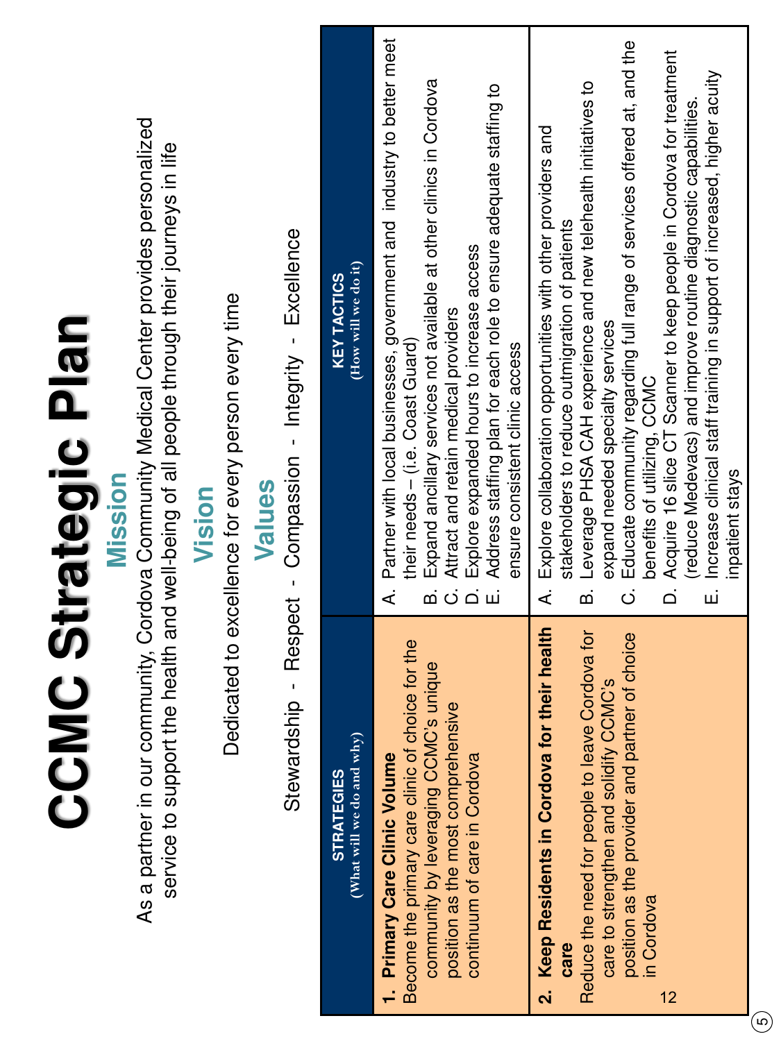# CCMC Strategic Plan

## Mission

As a partner in our community, Cordova Community Medical Center provides personalized service to support the health and well-being of all people through their journeys in life

## Vision

Dedicated to excellence for every person every time

## Values

Stewardship - Respect - Compassion - Integrity - Excellence

| STRATEGIES (What will we do and why) | KEY TACTICS (How will we do it) |
|---|---|
| **1. Primary Care Clinic Volume** Become the primary care clinic of choice for the community by leveraging CCMC's unique position as the most comprehensive continuum of care in Cordova | A. Partner with local businesses, government and industry to better meet their needs – (i.e. Coast Guard)<br>B. Expand ancillary services not available at other clinics in Cordova<br>C. Attract and retain medical providers<br>D. Explore expanded hours to increase access<br>E. Address staffing plan for each role to ensure adequate staffing to ensure consistent clinic access |
| **2. Keep Residents in Cordova for their health care** Reduce the need for people to leave Cordova for care to strengthen and solidify CCMC's position as the provider and partner of choice in Cordova | A. Explore collaboration opportunities with other providers and stakeholders to reduce outmigration of patients<br>B. Leverage PHSA CAH experience and new telehealth initiatives to expand needed specialty services<br>C. Educate community regarding full range of services offered at, and the benefits of utilizing, CCMC<br>D. Acquire 16 slice CT Scanner to keep people in Cordova for treatment (reduce Medevacs) and improve routine diagnostic capabilities.<br>E. Increase clinical staff training in support of increased, higher acuity inpatient stays |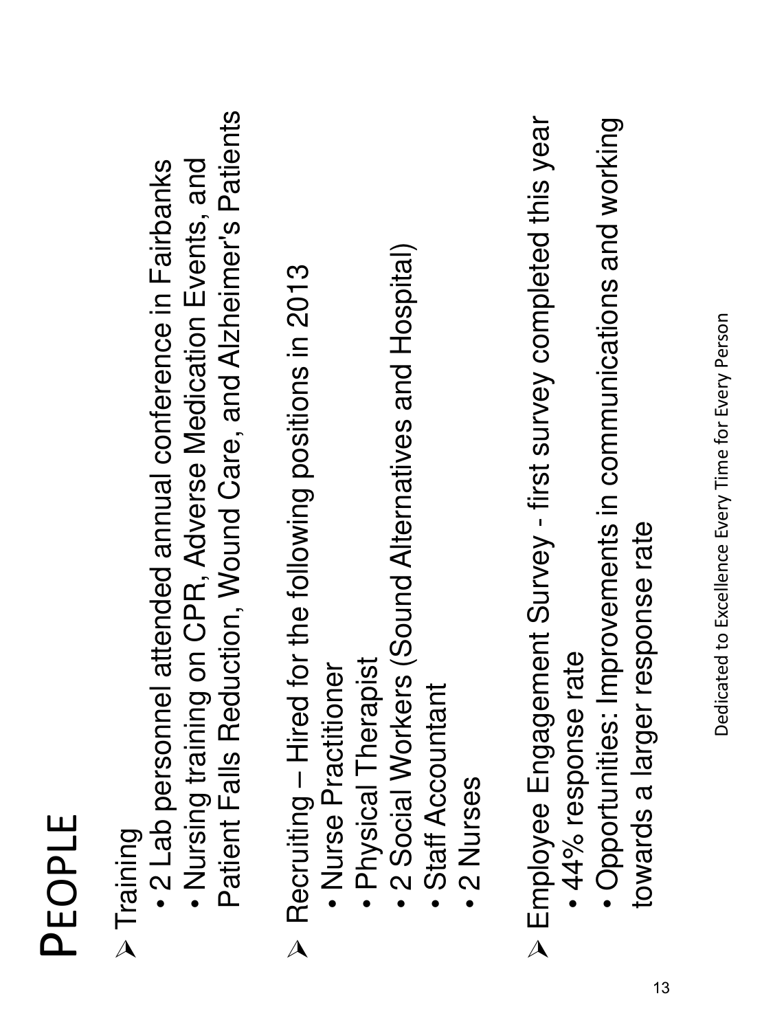# People

- Training
  - 2 Lab personnel attended annual conference in Fairbanks
  - Nursing training on CPR, Adverse Medication Events, and Patient Falls Reduction, Wound Care, and Alzheimer's Patients
- Recruiting – Hired for the following positions in 2013
  - Nurse Practitioner
  - Physical Therapist
  - 2 Social Workers (Sound Alternatives and Hospital)
  - Staff Accountant
  - 2 Nurses
- Employee Engagement Survey - first survey completed this year
  - 44% response rate
  - Opportunities: Improvements in communications and working towards a larger response rate

Dedicated to Excellence Every Time for Every Person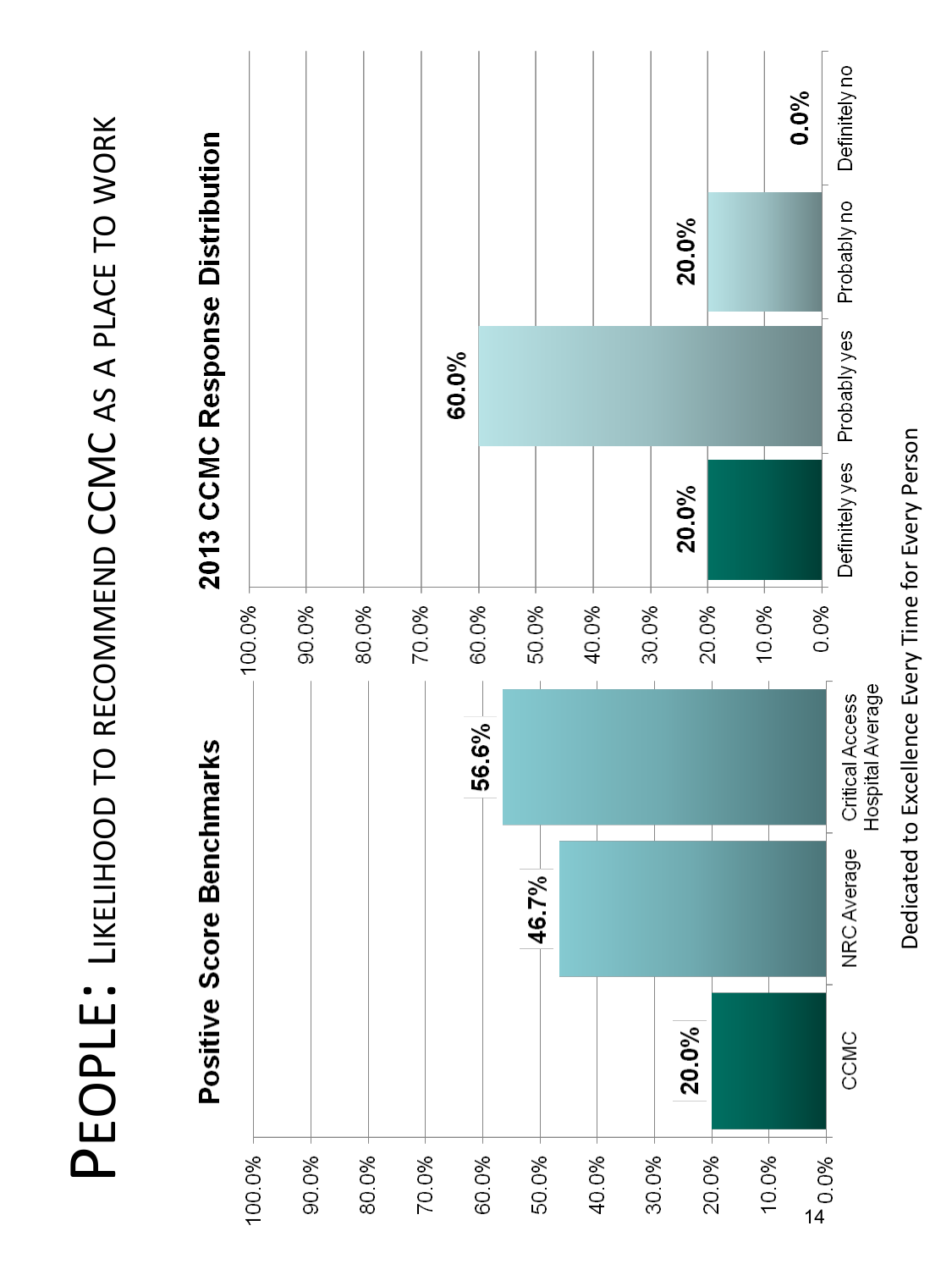# PEOPLE: LIKELIHOOD TO RECOMMEND CCMC AS A PLACE TO WORK

## Positive Score Benchmarks

| | Positive Score |
|---|---|
| CCMC | 20.0% |
| NRC Average | 46.7% |
| Critical Access Hospital Average | 56.6% |

## 2013 CCMC Response Distribution

| Response | Percent |
|---|---|
| Definitely yes | 20.0% |
| Probably yes | 60.0% |
| Probably no | 20.0% |
| Definitely no | 0.0% |

Dedicated to Excellence Every Time for Every Person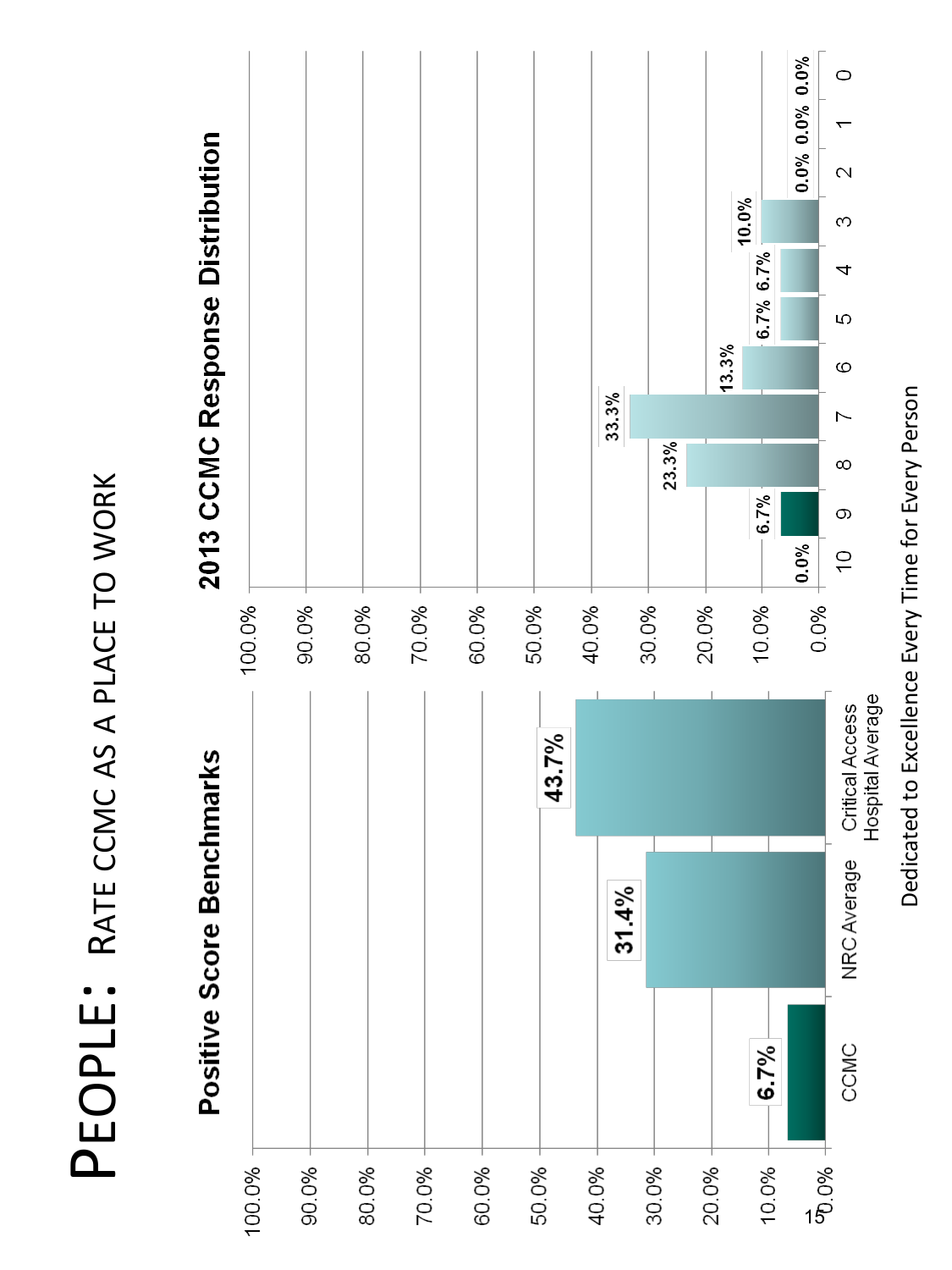# PEOPLE: RATE CCMC AS A PLACE TO WORK

## Positive Score Benchmarks

| | Positive Score |
|---|---|
| CCMC | 6.7% |
| NRC Average | 31.4% |
| Critical Access Hospital Average | 43.7% |

## 2013 CCMC Response Distribution

| Response | Percent |
|---|---|
| 10 | 0.0% |
| 9 | 6.7% |
| 8 | 23.3% |
| 7 | 33.3% |
| 6 | 13.3% |
| 5 | 6.7% |
| 4 | 6.7% |
| 3 | 10.0% |
| 2 | 0.0% |
| 1 | 0.0% |
| 0 | 0.0% |

Dedicated to Excellence Every Time for Every Person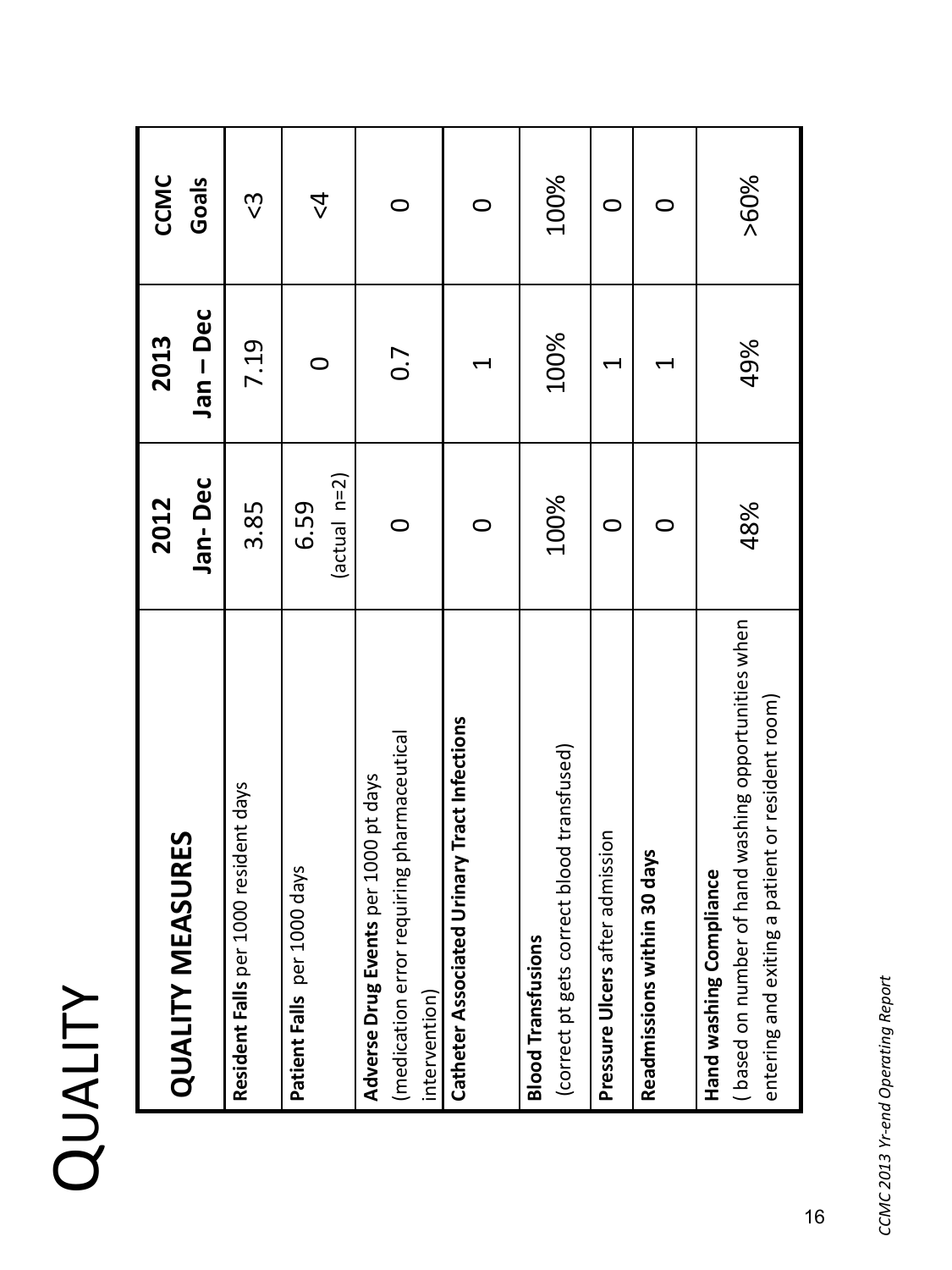# Quality

| **QUALITY MEASURES** | **2012 Jan- Dec** | **2013 Jan – Dec** | **CCMC Goals** |
|---|---|---|---|
| **Resident Falls** per 1000 resident days | 3.85 | 7.19 | <3 |
| **Patient Falls** per 1000 days | 6.59 (actual n=2) | 0 | <4 |
| **Adverse Drug Events** per 1000 pt days (medication error requiring pharmaceutical intervention) | 0 | 0.7 | 0 |
| **Catheter Associated Urinary Tract Infections** | 0 | 1 | 0 |
| **Blood Transfusions** (correct pt gets correct blood transfused) | 100% | 100% | 100% |
| **Pressure Ulcers** after admission | 0 | 1 | 0 |
| **Readmissions within 30 days** | 0 | 1 | 0 |
| **Hand washing Compliance** ( based on number of hand washing opportunities when entering and exiting a patient or resident room) | 48% | 49% | >60% |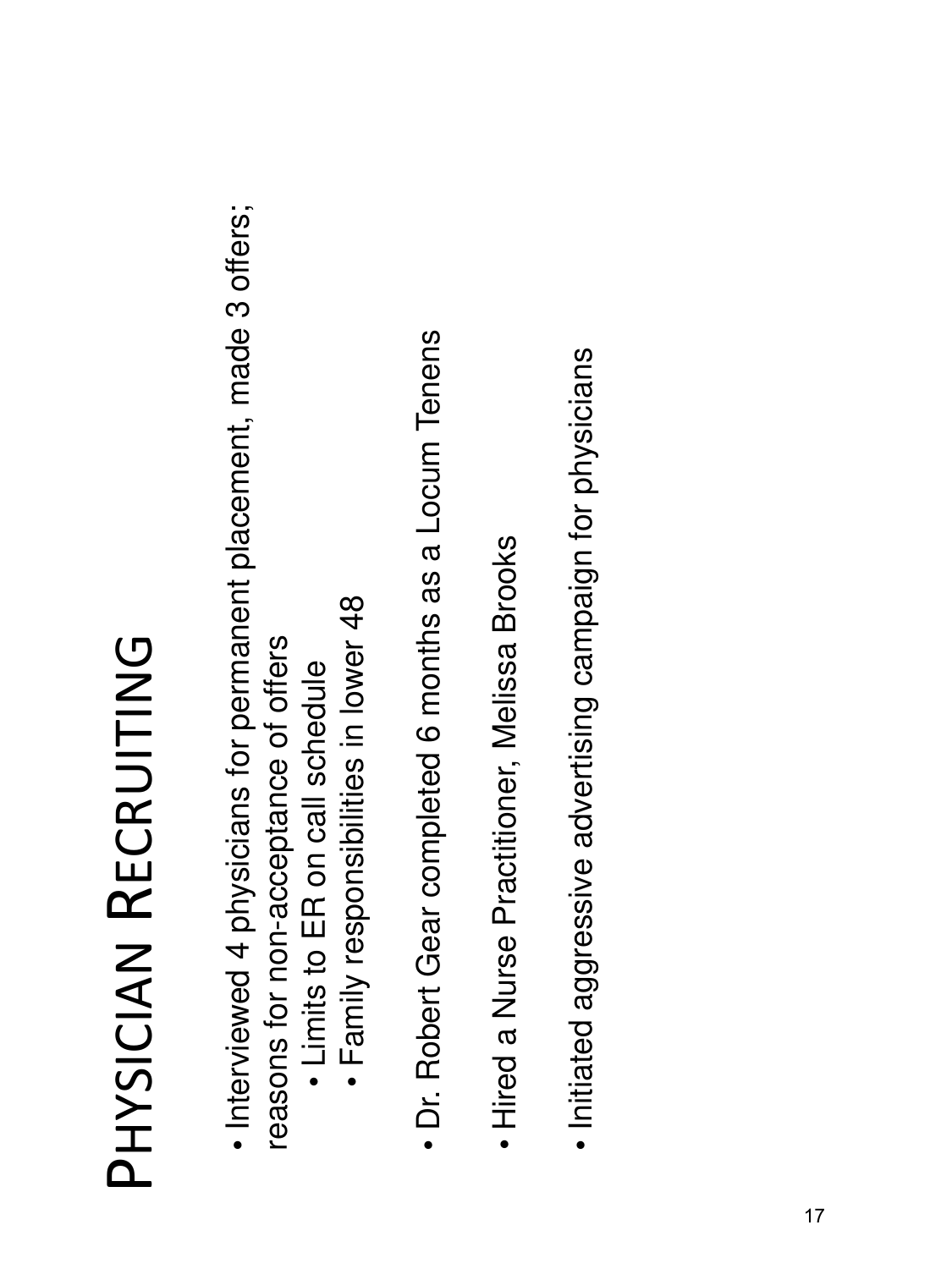# Physician Recruiting

- Interviewed 4 physicians for permanent placement, made 3 offers; reasons for non-acceptance of offers
  - Limits to ER on call schedule
  - Family responsibilities in lower 48
- Dr. Robert Gear completed 6 months as a Locum Tenens
- Hired a Nurse Practitioner, Melissa Brooks
- Initiated aggressive advertising campaign for physicians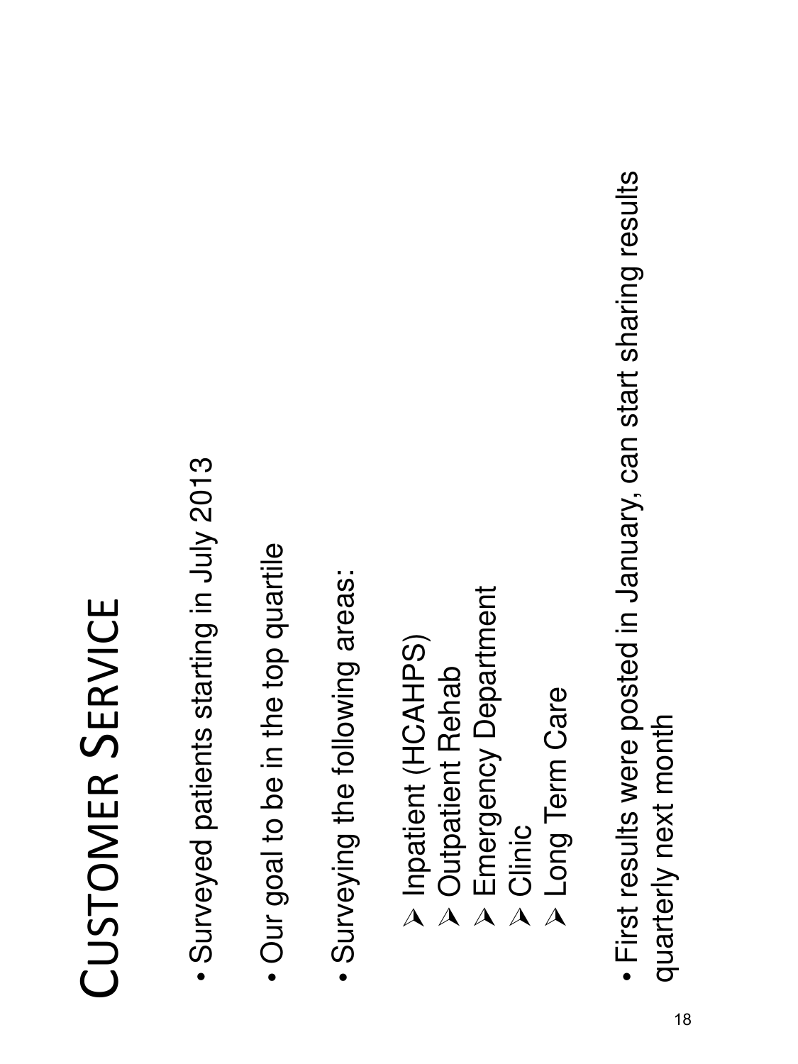# Customer Service

- Surveyed patients starting in July 2013
- Our goal to be in the top quartile
- Surveying the following areas:
  - Inpatient (HCAHPS)
  - Outpatient Rehab
  - Emergency Department
  - Clinic
  - Long Term Care
- First results were posted in January, can start sharing results quarterly next month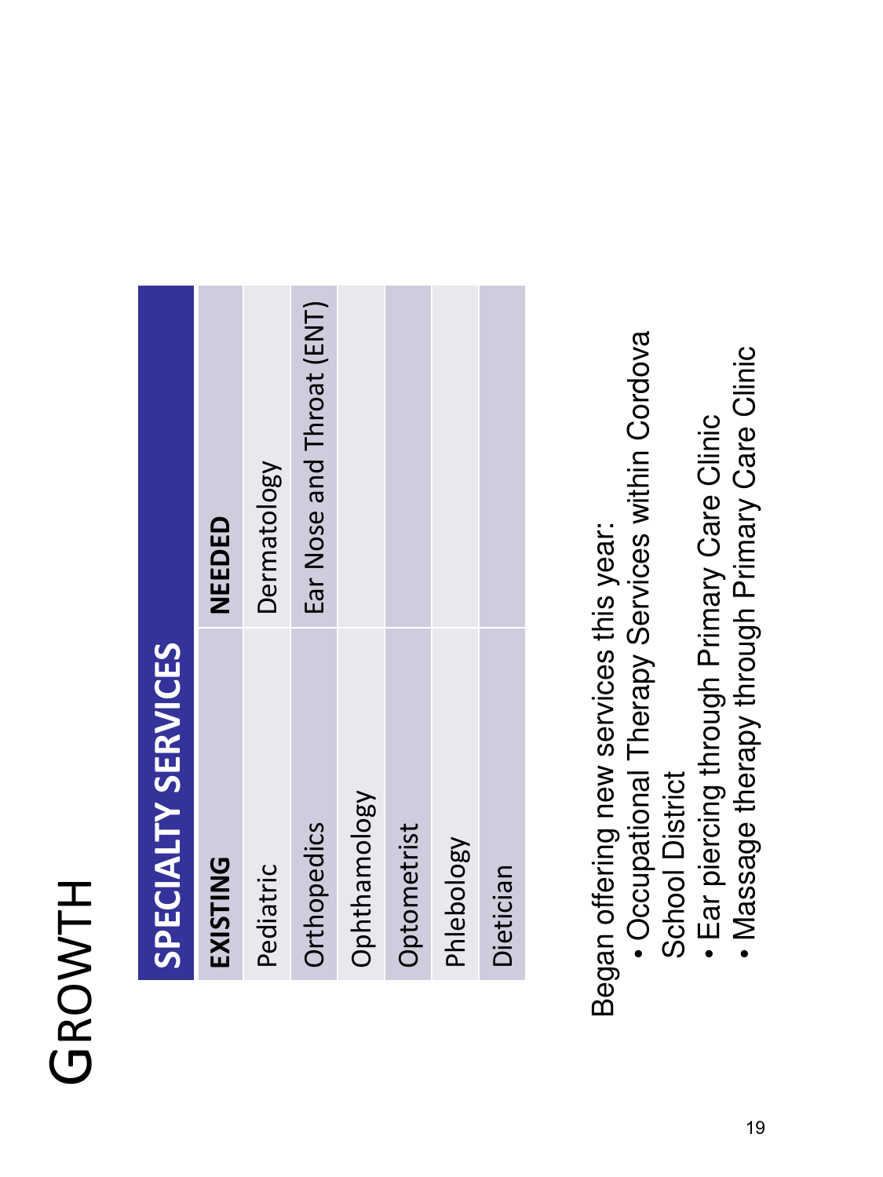# Growth

| SPECIALTY SERVICES | |
|---|---|
| **EXISTING** | **NEEDED** |
| Pediatric | Dermatology |
| Orthopedics | Ear Nose and Throat (ENT) |
| Ophthamology | |
| Optometrist | |
| Phlebology | |
| Dietician | |

Began offering new services this year:

- Occupational Therapy Services within Cordova School District
- Ear piercing through Primary Care Clinic
- Massage therapy through Primary Care Clinic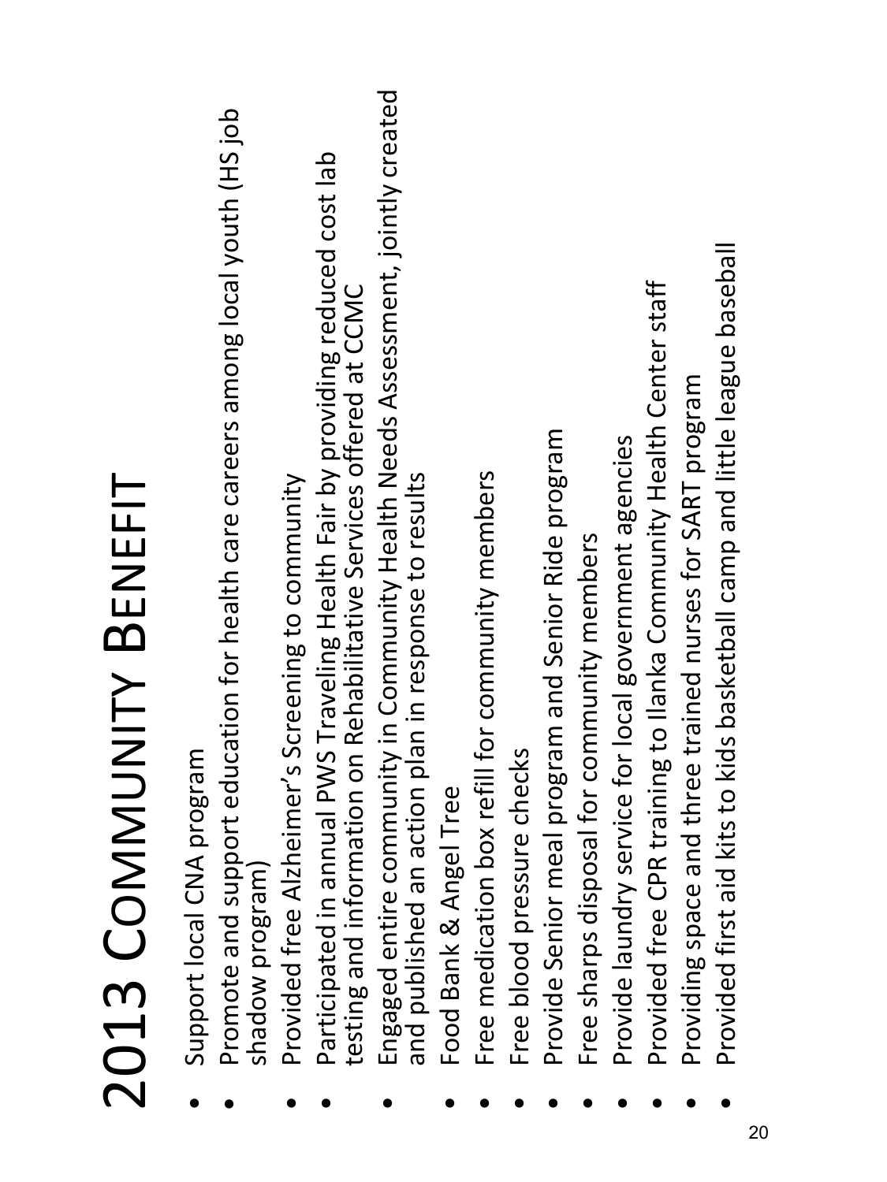# 2013 Community Benefit

- Support local CNA program
- Promote and support education for health care careers among local youth (HS job shadow program)
- Provided free Alzheimer's Screening to community
- Participated in annual PWS Traveling Health Fair by providing reduced cost lab testing and information on Rehabilitative Services offered at CCMC
- Engaged entire community in Community Health Needs Assessment, jointly created and published an action plan in response to results
- Food Bank & Angel Tree
- Free medication box refill for community members
- Free blood pressure checks
- Provide Senior meal program and Senior Ride program
- Free sharps disposal for community members
- Provide laundry service for local government agencies
- Provided free CPR training to Ilanka Community Health Center staff
- Providing space and three trained nurses for SART program
- Provided first aid kits to kids basketball camp and little league baseball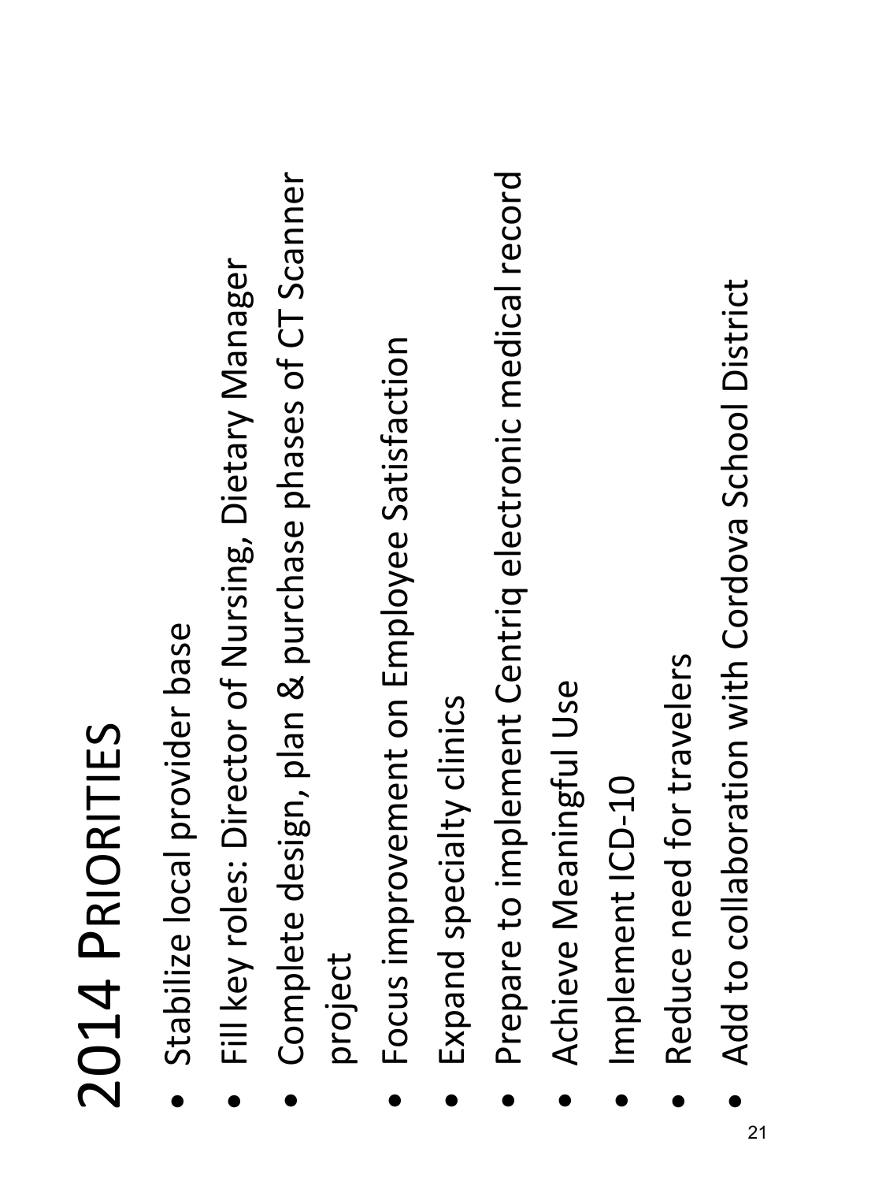# 2014 Priorities

- Stabilize local provider base
- Fill key roles: Director of Nursing, Dietary Manager
- Complete design, plan & purchase phases of CT Scanner project
- Focus improvement on Employee Satisfaction
- Expand specialty clinics
- Prepare to implement Centriq electronic medical record
- Achieve Meaningful Use
- Implement ICD-10
- Reduce need for travelers
- Add to collaboration with Cordova School District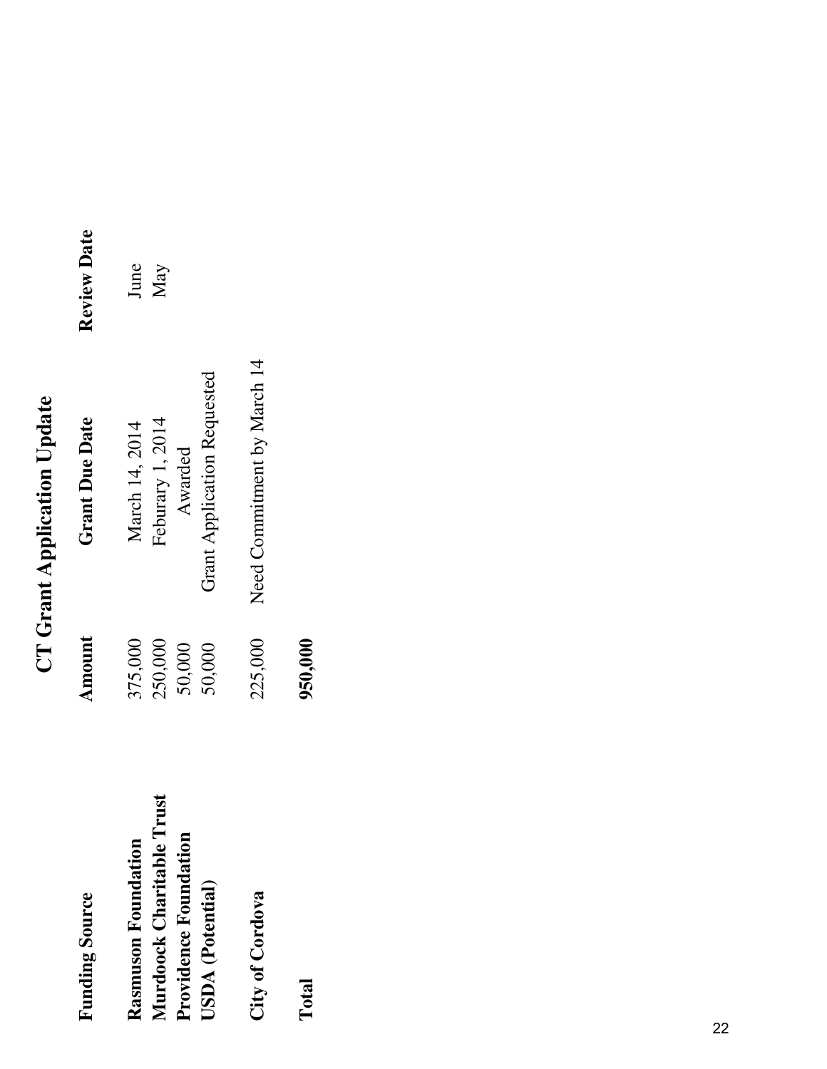# CT Grant Application Update

| Funding Source | Amount | Grant Due Date | Review Date |
|---|---|---|---|
| **Rasmuson Foundation** | 375,000 | March 14, 2014 | June |
| **Murdoock Charitable Trust** | 250,000 | Feburary 1, 2014 | May |
| **Providence Foundation** | 50,000 | Awarded | |
| **USDA (Potential)** | 50,000 | Grant Application Requested | |
| **City of Cordova** | 225,000 | Need Commitment by March 14 | |
| **Total** | **950,000** | | |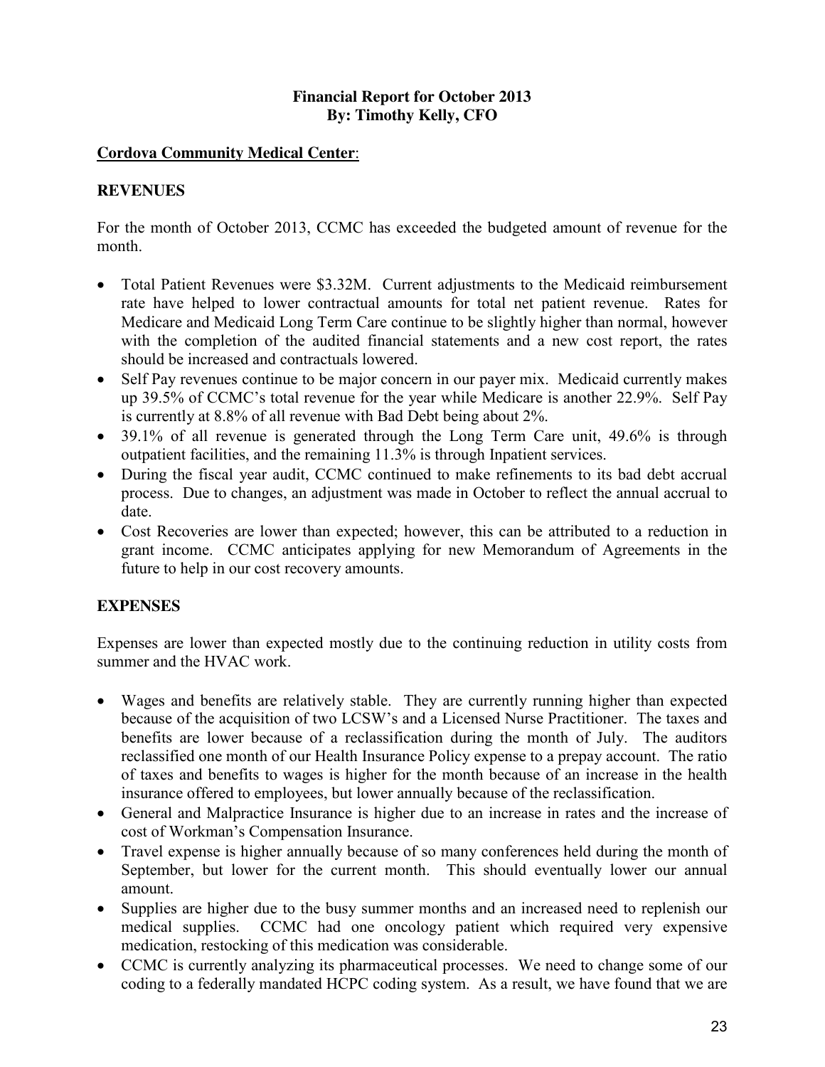**Financial Report for October 2013**
**By: Timothy Kelly, CFO**

**Cordova Community Medical Center**:

**REVENUES**

For the month of October 2013, CCMC has exceeded the budgeted amount of revenue for the month.

- Total Patient Revenues were $3.32M. Current adjustments to the Medicaid reimbursement rate have helped to lower contractual amounts for total net patient revenue. Rates for Medicare and Medicaid Long Term Care continue to be slightly higher than normal, however with the completion of the audited financial statements and a new cost report, the rates should be increased and contractuals lowered.
- Self Pay revenues continue to be major concern in our payer mix. Medicaid currently makes up 39.5% of CCMC's total revenue for the year while Medicare is another 22.9%. Self Pay is currently at 8.8% of all revenue with Bad Debt being about 2%.
- 39.1% of all revenue is generated through the Long Term Care unit, 49.6% is through outpatient facilities, and the remaining 11.3% is through Inpatient services.
- During the fiscal year audit, CCMC continued to make refinements to its bad debt accrual process. Due to changes, an adjustment was made in October to reflect the annual accrual to date.
- Cost Recoveries are lower than expected; however, this can be attributed to a reduction in grant income. CCMC anticipates applying for new Memorandum of Agreements in the future to help in our cost recovery amounts.

**EXPENSES**

Expenses are lower than expected mostly due to the continuing reduction in utility costs from summer and the HVAC work.

- Wages and benefits are relatively stable. They are currently running higher than expected because of the acquisition of two LCSW's and a Licensed Nurse Practitioner. The taxes and benefits are lower because of a reclassification during the month of July. The auditors reclassified one month of our Health Insurance Policy expense to a prepay account. The ratio of taxes and benefits to wages is higher for the month because of an increase in the health insurance offered to employees, but lower annually because of the reclassification.
- General and Malpractice Insurance is higher due to an increase in rates and the increase of cost of Workman's Compensation Insurance.
- Travel expense is higher annually because of so many conferences held during the month of September, but lower for the current month. This should eventually lower our annual amount.
- Supplies are higher due to the busy summer months and an increased need to replenish our medical supplies. CCMC had one oncology patient which required very expensive medication, restocking of this medication was considerable.
- CCMC is currently analyzing its pharmaceutical processes. We need to change some of our coding to a federally mandated HCPC coding system. As a result, we have found that we are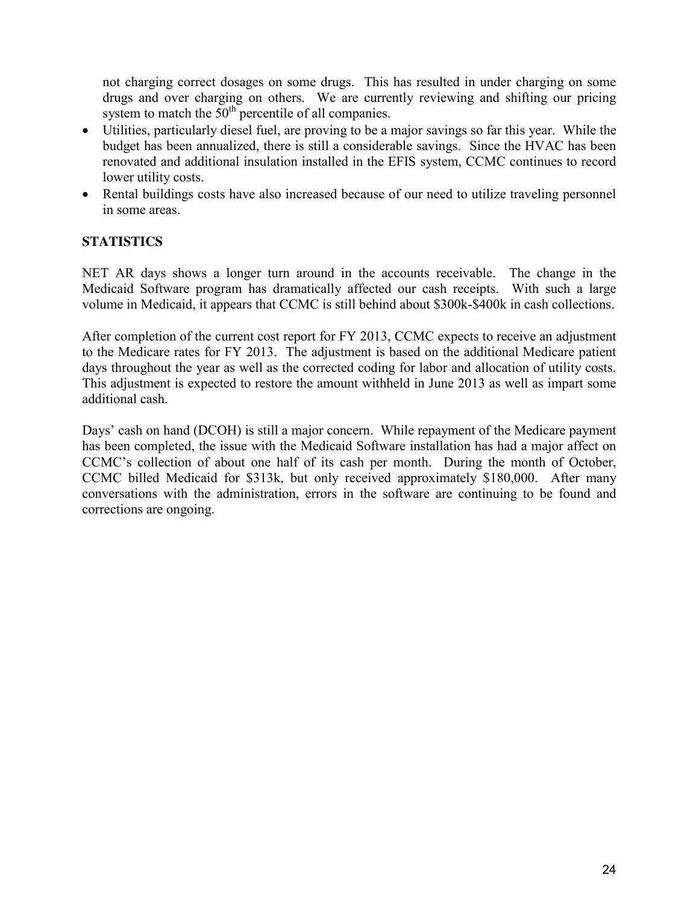not charging correct dosages on some drugs. This has resulted in under charging on some drugs and over charging on others. We are currently reviewing and shifting our pricing system to match the 50th percentile of all companies.

- Utilities, particularly diesel fuel, are proving to be a major savings so far this year. While the budget has been annualized, there is still a considerable savings. Since the HVAC has been renovated and additional insulation installed in the EFIS system, CCMC continues to record lower utility costs.
- Rental buildings costs have also increased because of our need to utilize traveling personnel in some areas.

## STATISTICS

NET AR days shows a longer turn around in the accounts receivable. The change in the Medicaid Software program has dramatically affected our cash receipts. With such a large volume in Medicaid, it appears that CCMC is still behind about $300k-$400k in cash collections.

After completion of the current cost report for FY 2013, CCMC expects to receive an adjustment to the Medicare rates for FY 2013. The adjustment is based on the additional Medicare patient days throughout the year as well as the corrected coding for labor and allocation of utility costs. This adjustment is expected to restore the amount withheld in June 2013 as well as impart some additional cash.

Days' cash on hand (DCOH) is still a major concern. While repayment of the Medicare payment has been completed, the issue with the Medicaid Software installation has had a major affect on CCMC's collection of about one half of its cash per month. During the month of October, CCMC billed Medicaid for $313k, but only received approximately $180,000. After many conversations with the administration, errors in the software are continuing to be found and corrections are ongoing.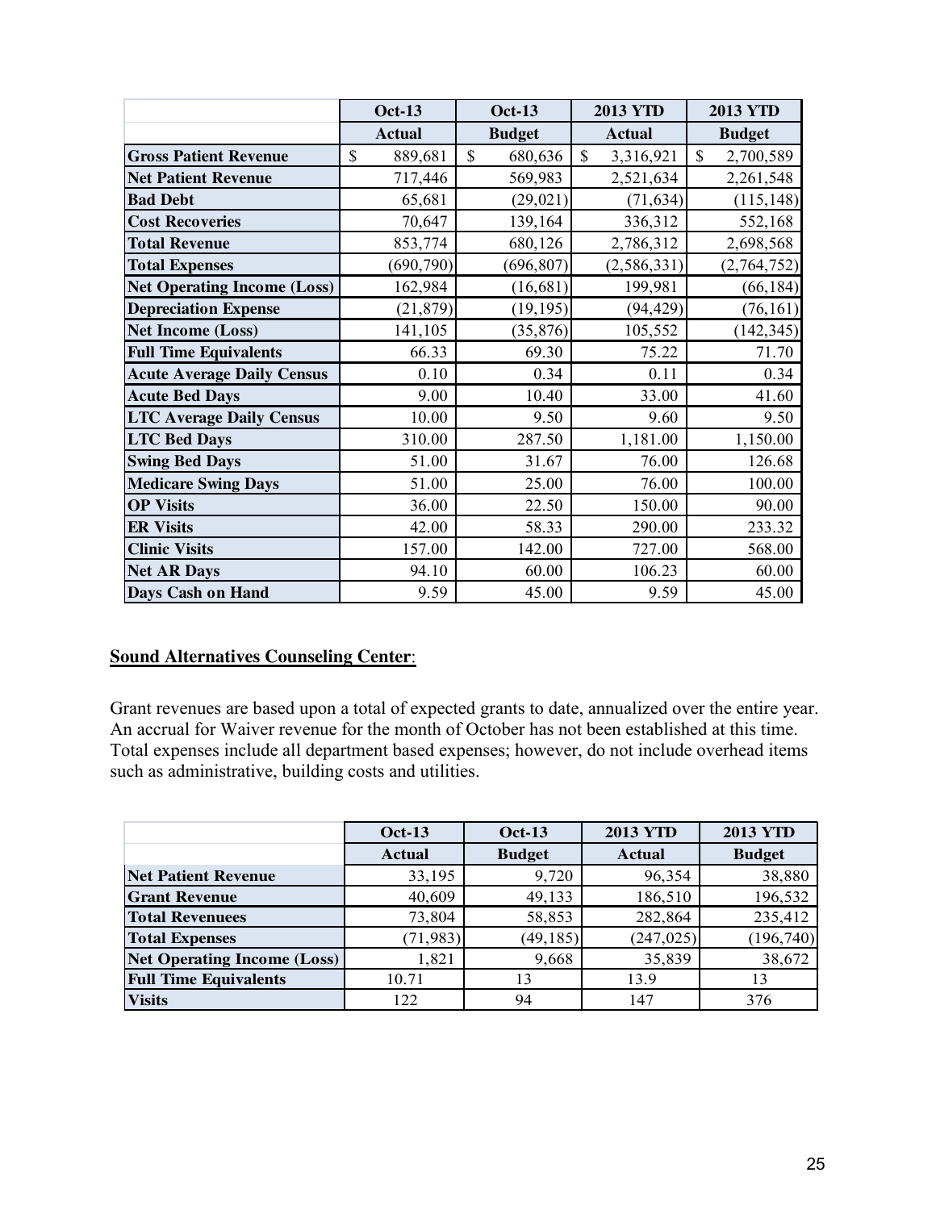| | Oct-13 | Oct-13 | 2013 YTD | 2013 YTD |
|---|---|---|---|---|
| | Actual | Budget | Actual | Budget |
| **Gross Patient Revenue** | $ 889,681 | $ 680,636 | $ 3,316,921 | $ 2,700,589 |
| **Net Patient Revenue** | 717,446 | 569,983 | 2,521,634 | 2,261,548 |
| **Bad Debt** | 65,681 | (29,021) | (71,634) | (115,148) |
| **Cost Recoveries** | 70,647 | 139,164 | 336,312 | 552,168 |
| **Total Revenue** | 853,774 | 680,126 | 2,786,312 | 2,698,568 |
| **Total Expenses** | (690,790) | (696,807) | (2,586,331) | (2,764,752) |
| **Net Operating Income (Loss)** | 162,984 | (16,681) | 199,981 | (66,184) |
| **Depreciation Expense** | (21,879) | (19,195) | (94,429) | (76,161) |
| **Net Income (Loss)** | 141,105 | (35,876) | 105,552 | (142,345) |
| **Full Time Equivalents** | 66.33 | 69.30 | 75.22 | 71.70 |
| **Acute Average Daily Census** | 0.10 | 0.34 | 0.11 | 0.34 |
| **Acute Bed Days** | 9.00 | 10.40 | 33.00 | 41.60 |
| **LTC Average Daily Census** | 10.00 | 9.50 | 9.60 | 9.50 |
| **LTC Bed Days** | 310.00 | 287.50 | 1,181.00 | 1,150.00 |
| **Swing Bed Days** | 51.00 | 31.67 | 76.00 | 126.68 |
| **Medicare Swing Days** | 51.00 | 25.00 | 76.00 | 100.00 |
| **OP Visits** | 36.00 | 22.50 | 150.00 | 90.00 |
| **ER Visits** | 42.00 | 58.33 | 290.00 | 233.32 |
| **Clinic Visits** | 157.00 | 142.00 | 727.00 | 568.00 |
| **Net AR Days** | 94.10 | 60.00 | 106.23 | 60.00 |
| **Days Cash on Hand** | 9.59 | 45.00 | 9.59 | 45.00 |

**Sound Alternatives Counseling Center**:

Grant revenues are based upon a total of expected grants to date, annualized over the entire year. An accrual for Waiver revenue for the month of October has not been established at this time. Total expenses include all department based expenses; however, do not include overhead items such as administrative, building costs and utilities.

| | Oct-13 | Oct-13 | 2013 YTD | 2013 YTD |
|---|---|---|---|---|
| | Actual | Budget | Actual | Budget |
| **Net Patient Revenue** | 33,195 | 9,720 | 96,354 | 38,880 |
| **Grant Revenue** | 40,609 | 49,133 | 186,510 | 196,532 |
| **Total Revenuees** | 73,804 | 58,853 | 282,864 | 235,412 |
| **Total Expenses** | (71,983) | (49,185) | (247,025) | (196,740) |
| **Net Operating Income (Loss)** | 1,821 | 9,668 | 35,839 | 38,672 |
| **Full Time Equivalents** | 10.71 | 13 | 13.9 | 13 |
| **Visits** | 122 | 94 | 147 | 376 |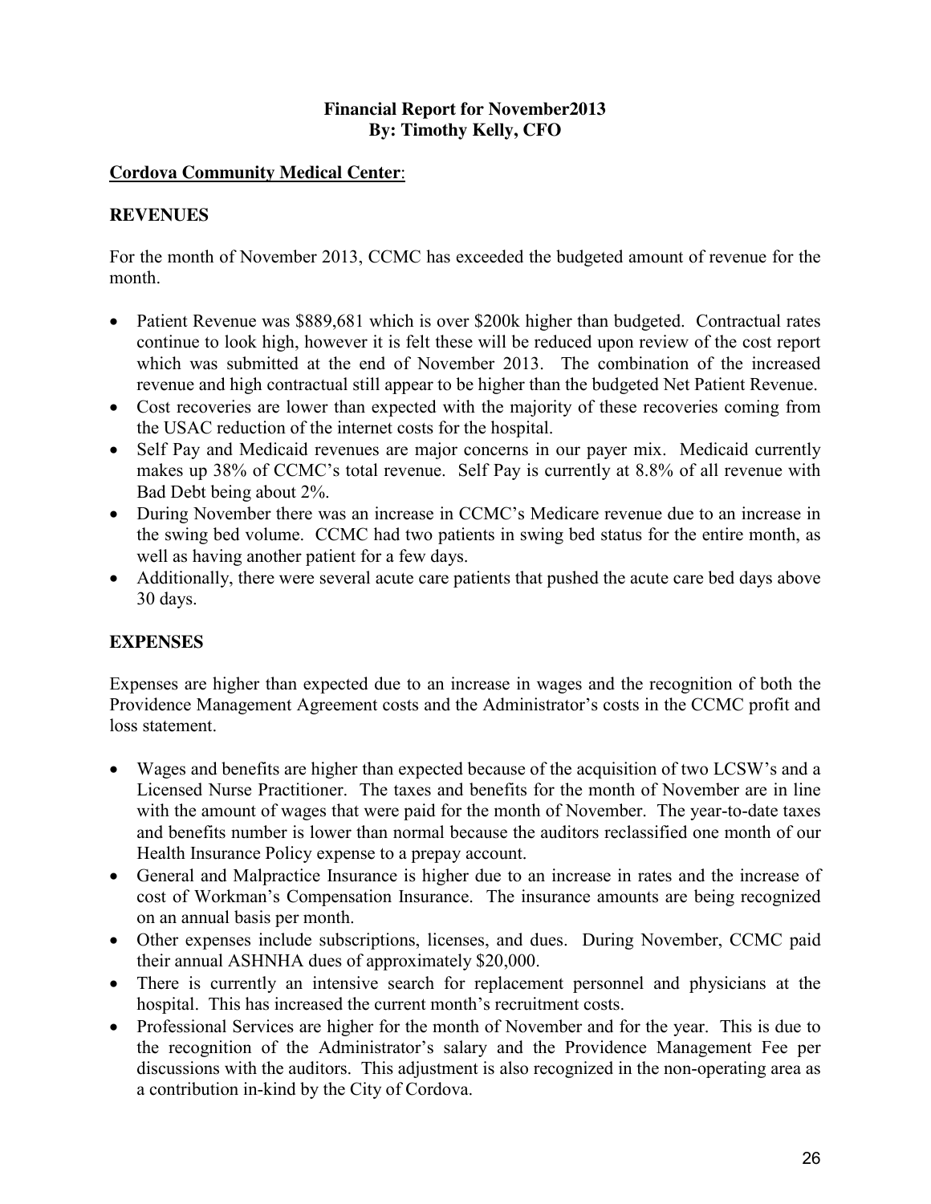**Financial Report for November2013**
**By: Timothy Kelly, CFO**

**Cordova Community Medical Center**:

**REVENUES**

For the month of November 2013, CCMC has exceeded the budgeted amount of revenue for the month.

- Patient Revenue was $889,681 which is over $200k higher than budgeted. Contractual rates continue to look high, however it is felt these will be reduced upon review of the cost report which was submitted at the end of November 2013. The combination of the increased revenue and high contractual still appear to be higher than the budgeted Net Patient Revenue.
- Cost recoveries are lower than expected with the majority of these recoveries coming from the USAC reduction of the internet costs for the hospital.
- Self Pay and Medicaid revenues are major concerns in our payer mix. Medicaid currently makes up 38% of CCMC's total revenue. Self Pay is currently at 8.8% of all revenue with Bad Debt being about 2%.
- During November there was an increase in CCMC's Medicare revenue due to an increase in the swing bed volume. CCMC had two patients in swing bed status for the entire month, as well as having another patient for a few days.
- Additionally, there were several acute care patients that pushed the acute care bed days above 30 days.

**EXPENSES**

Expenses are higher than expected due to an increase in wages and the recognition of both the Providence Management Agreement costs and the Administrator's costs in the CCMC profit and loss statement.

- Wages and benefits are higher than expected because of the acquisition of two LCSW's and a Licensed Nurse Practitioner. The taxes and benefits for the month of November are in line with the amount of wages that were paid for the month of November. The year-to-date taxes and benefits number is lower than normal because the auditors reclassified one month of our Health Insurance Policy expense to a prepay account.
- General and Malpractice Insurance is higher due to an increase in rates and the increase of cost of Workman's Compensation Insurance. The insurance amounts are being recognized on an annual basis per month.
- Other expenses include subscriptions, licenses, and dues. During November, CCMC paid their annual ASHNHA dues of approximately $20,000.
- There is currently an intensive search for replacement personnel and physicians at the hospital. This has increased the current month's recruitment costs.
- Professional Services are higher for the month of November and for the year. This is due to the recognition of the Administrator's salary and the Providence Management Fee per discussions with the auditors. This adjustment is also recognized in the non-operating area as a contribution in-kind by the City of Cordova.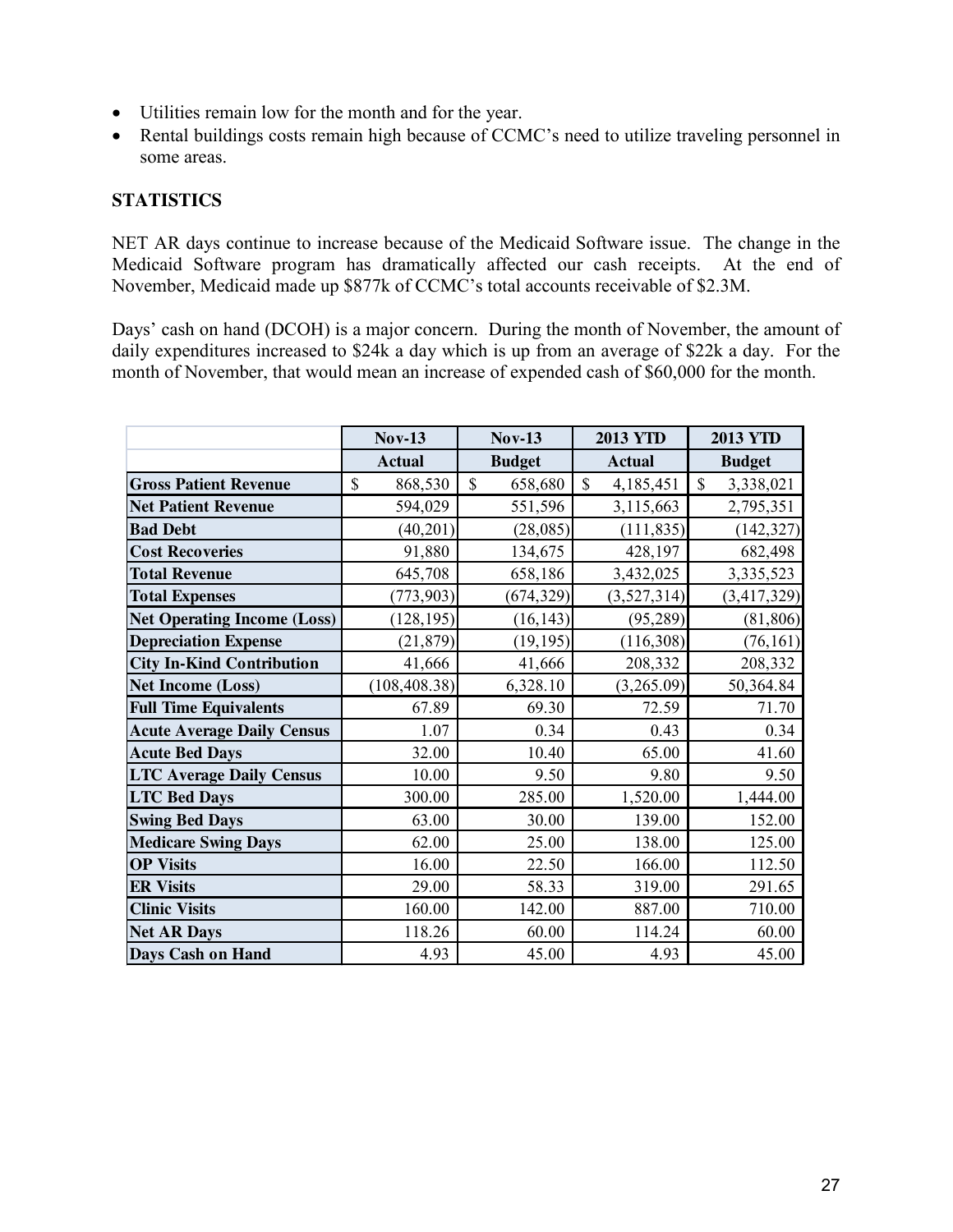- Utilities remain low for the month and for the year.
- Rental buildings costs remain high because of CCMC's need to utilize traveling personnel in some areas.

## STATISTICS

NET AR days continue to increase because of the Medicaid Software issue. The change in the Medicaid Software program has dramatically affected our cash receipts. At the end of November, Medicaid made up $877k of CCMC's total accounts receivable of $2.3M.

Days' cash on hand (DCOH) is a major concern. During the month of November, the amount of daily expenditures increased to $24k a day which is up from an average of $22k a day. For the month of November, that would mean an increase of expended cash of $60,000 for the month.

| | Nov-13 | Nov-13 | 2013 YTD | 2013 YTD |
|---|---|---|---|---|
| | Actual | Budget | Actual | Budget |
| Gross Patient Revenue | $ 868,530 | $ 658,680 | $ 4,185,451 | $ 3,338,021 |
| Net Patient Revenue | 594,029 | 551,596 | 3,115,663 | 2,795,351 |
| Bad Debt | (40,201) | (28,085) | (111,835) | (142,327) |
| Cost Recoveries | 91,880 | 134,675 | 428,197 | 682,498 |
| Total Revenue | 645,708 | 658,186 | 3,432,025 | 3,335,523 |
| Total Expenses | (773,903) | (674,329) | (3,527,314) | (3,417,329) |
| Net Operating Income (Loss) | (128,195) | (16,143) | (95,289) | (81,806) |
| Depreciation Expense | (21,879) | (19,195) | (116,308) | (76,161) |
| City In-Kind Contribution | 41,666 | 41,666 | 208,332 | 208,332 |
| Net Income (Loss) | (108,408.38) | 6,328.10 | (3,265.09) | 50,364.84 |
| Full Time Equivalents | 67.89 | 69.30 | 72.59 | 71.70 |
| Acute Average Daily Census | 1.07 | 0.34 | 0.43 | 0.34 |
| Acute Bed Days | 32.00 | 10.40 | 65.00 | 41.60 |
| LTC Average Daily Census | 10.00 | 9.50 | 9.80 | 9.50 |
| LTC Bed Days | 300.00 | 285.00 | 1,520.00 | 1,444.00 |
| Swing Bed Days | 63.00 | 30.00 | 139.00 | 152.00 |
| Medicare Swing Days | 62.00 | 25.00 | 138.00 | 125.00 |
| OP Visits | 16.00 | 22.50 | 166.00 | 112.50 |
| ER Visits | 29.00 | 58.33 | 319.00 | 291.65 |
| Clinic Visits | 160.00 | 142.00 | 887.00 | 710.00 |
| Net AR Days | 118.26 | 60.00 | 114.24 | 60.00 |
| Days Cash on Hand | 4.93 | 45.00 | 4.93 | 45.00 |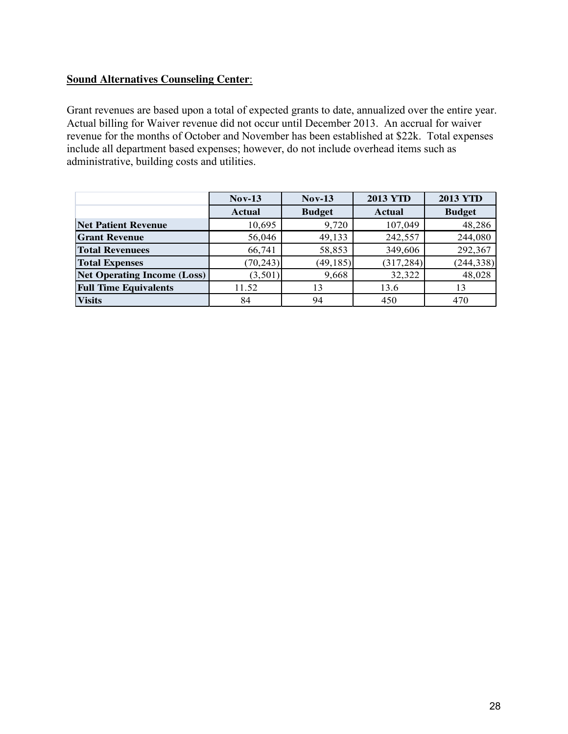**Sound Alternatives Counseling Center**:

Grant revenues are based upon a total of expected grants to date, annualized over the entire year. Actual billing for Waiver revenue did not occur until December 2013. An accrual for waiver revenue for the months of October and November has been established at $22k. Total expenses include all department based expenses; however, do not include overhead items such as administrative, building costs and utilities.

| | Nov-13 | Nov-13 | 2013 YTD | 2013 YTD |
|---|---|---|---|---|
| | Actual | Budget | Actual | Budget |
| Net Patient Revenue | 10,695 | 9,720 | 107,049 | 48,286 |
| Grant Revenue | 56,046 | 49,133 | 242,557 | 244,080 |
| Total Revenuees | 66,741 | 58,853 | 349,606 | 292,367 |
| Total Expenses | (70,243) | (49,185) | (317,284) | (244,338) |
| Net Operating Income (Loss) | (3,501) | 9,668 | 32,322 | 48,028 |
| Full Time Equivalents | 11.52 | 13 | 13.6 | 13 |
| Visits | 84 | 94 | 450 | 470 |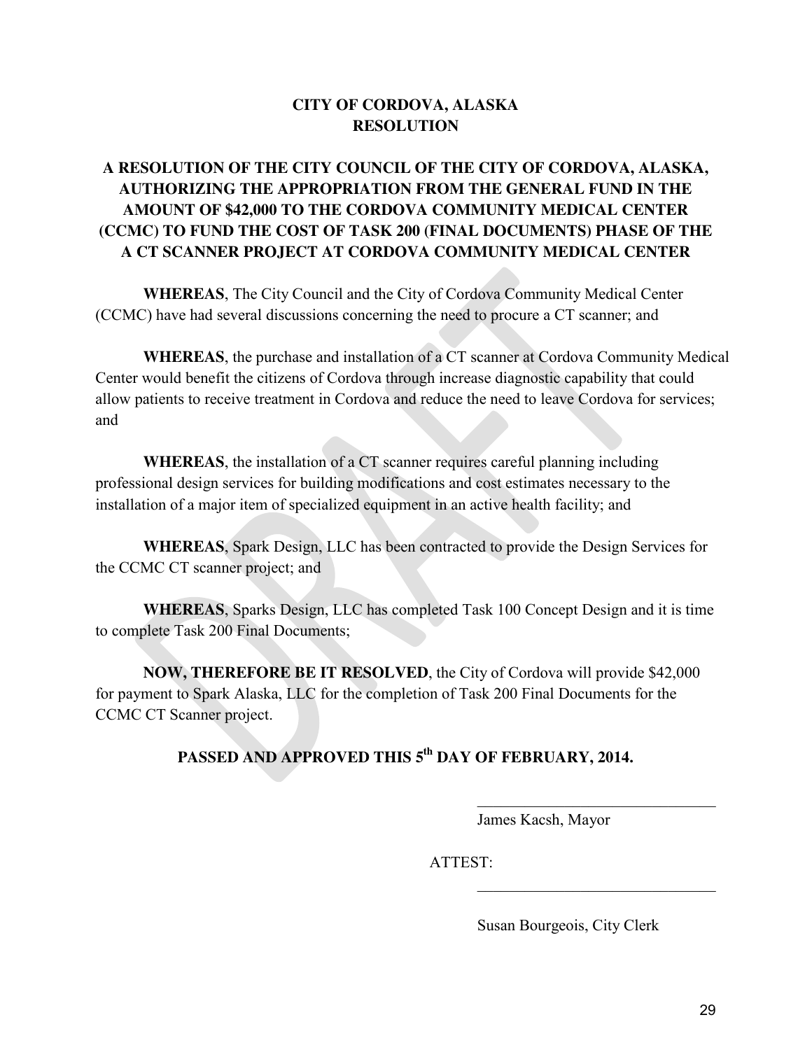# CITY OF CORDOVA, ALASKA
# RESOLUTION

## A RESOLUTION OF THE CITY COUNCIL OF THE CITY OF CORDOVA, ALASKA, AUTHORIZING THE APPROPRIATION FROM THE GENERAL FUND IN THE AMOUNT OF $42,000 TO THE CORDOVA COMMUNITY MEDICAL CENTER (CCMC) TO FUND THE COST OF TASK 200 (FINAL DOCUMENTS) PHASE OF THE A CT SCANNER PROJECT AT CORDOVA COMMUNITY MEDICAL CENTER

**WHEREAS**, The City Council and the City of Cordova Community Medical Center (CCMC) have had several discussions concerning the need to procure a CT scanner; and

**WHEREAS**, the purchase and installation of a CT scanner at Cordova Community Medical Center would benefit the citizens of Cordova through increase diagnostic capability that could allow patients to receive treatment in Cordova and reduce the need to leave Cordova for services; and

**WHEREAS**, the installation of a CT scanner requires careful planning including professional design services for building modifications and cost estimates necessary to the installation of a major item of specialized equipment in an active health facility; and

**WHEREAS**, Spark Design, LLC has been contracted to provide the Design Services for the CCMC CT scanner project; and

**WHEREAS**, Sparks Design, LLC has completed Task 100 Concept Design and it is time to complete Task 200 Final Documents;

**NOW, THEREFORE BE IT RESOLVED**, the City of Cordova will provide $42,000 for payment to Spark Alaska, LLC for the completion of Task 200 Final Documents for the CCMC CT Scanner project.

**PASSED AND APPROVED THIS 5th DAY OF FEBRUARY, 2014.**

_______________________________

James Kacsh, Mayor

ATTEST:

_______________________________

Susan Bourgeois, City Clerk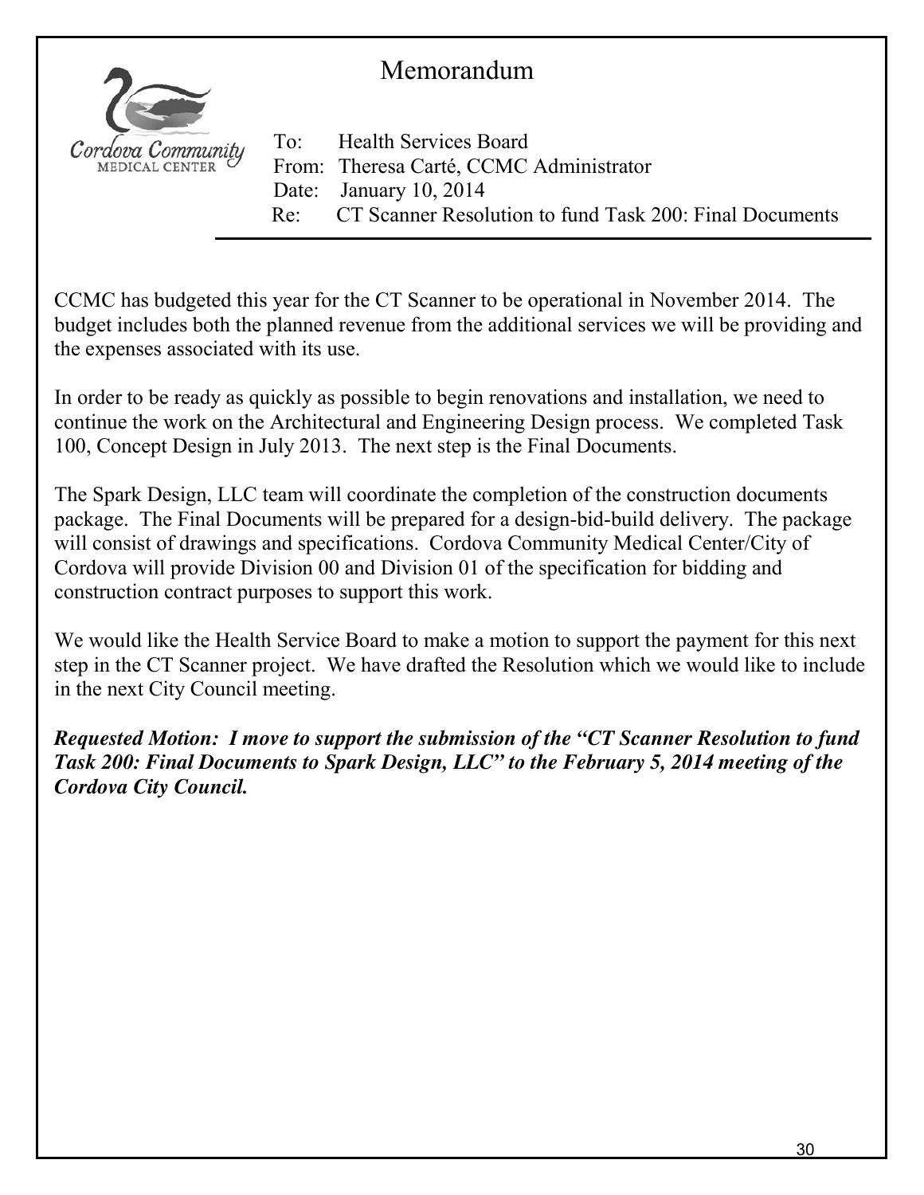# Memorandum

Cordova Community MEDICAL CENTER

To: Health Services Board
From: Theresa Carté, CCMC Administrator
Date: January 10, 2014
Re: CT Scanner Resolution to fund Task 200: Final Documents

---

CCMC has budgeted this year for the CT Scanner to be operational in November 2014. The budget includes both the planned revenue from the additional services we will be providing and the expenses associated with its use.

In order to be ready as quickly as possible to begin renovations and installation, we need to continue the work on the Architectural and Engineering Design process. We completed Task 100, Concept Design in July 2013. The next step is the Final Documents.

The Spark Design, LLC team will coordinate the completion of the construction documents package. The Final Documents will be prepared for a design-bid-build delivery. The package will consist of drawings and specifications. Cordova Community Medical Center/City of Cordova will provide Division 00 and Division 01 of the specification for bidding and construction contract purposes to support this work.

We would like the Health Service Board to make a motion to support the payment for this next step in the CT Scanner project. We have drafted the Resolution which we would like to include in the next City Council meeting.

***Requested Motion: I move to support the submission of the "CT Scanner Resolution to fund Task 200: Final Documents to Spark Design, LLC" to the February 5, 2014 meeting of the Cordova City Council.***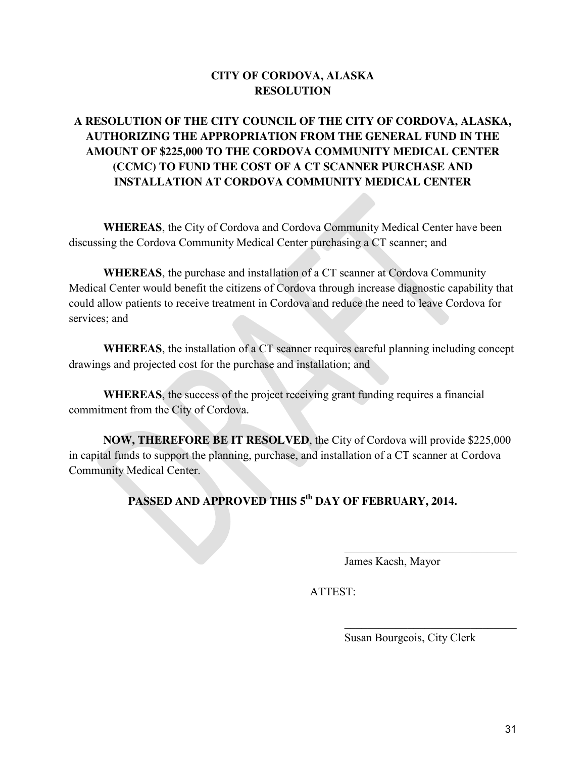**CITY OF CORDOVA, ALASKA**
**RESOLUTION**

**A RESOLUTION OF THE CITY COUNCIL OF THE CITY OF CORDOVA, ALASKA, AUTHORIZING THE APPROPRIATION FROM THE GENERAL FUND IN THE AMOUNT OF $225,000 TO THE CORDOVA COMMUNITY MEDICAL CENTER (CCMC) TO FUND THE COST OF A CT SCANNER PURCHASE AND INSTALLATION AT CORDOVA COMMUNITY MEDICAL CENTER**

**WHEREAS**, the City of Cordova and Cordova Community Medical Center have been discussing the Cordova Community Medical Center purchasing a CT scanner; and

**WHEREAS**, the purchase and installation of a CT scanner at Cordova Community Medical Center would benefit the citizens of Cordova through increase diagnostic capability that could allow patients to receive treatment in Cordova and reduce the need to leave Cordova for services; and

**WHEREAS**, the installation of a CT scanner requires careful planning including concept drawings and projected cost for the purchase and installation; and

**WHEREAS**, the success of the project receiving grant funding requires a financial commitment from the City of Cordova.

**NOW, THEREFORE BE IT RESOLVED**, the City of Cordova will provide $225,000 in capital funds to support the planning, purchase, and installation of a CT scanner at Cordova Community Medical Center.

**PASSED AND APPROVED THIS 5th DAY OF FEBRUARY, 2014.**

\_\_\_\_\_\_\_\_\_\_\_\_\_\_\_\_\_\_\_\_\_\_\_\_\_\_\_\_\_\_

James Kacsh, Mayor

ATTEST:

\_\_\_\_\_\_\_\_\_\_\_\_\_\_\_\_\_\_\_\_\_\_\_\_\_\_\_\_\_\_

Susan Bourgeois, City Clerk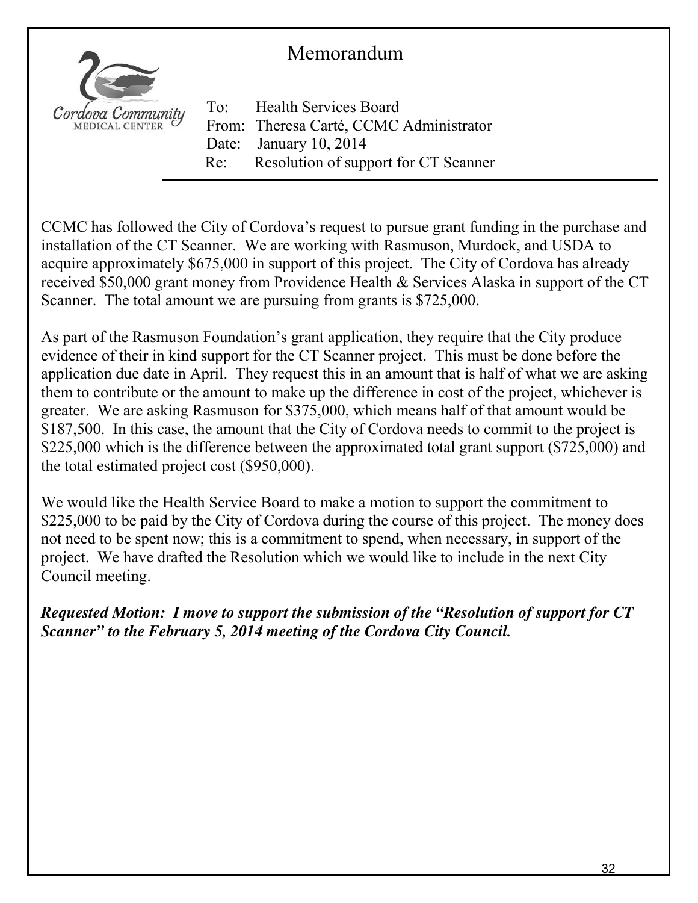# Memorandum

Cordova Community MEDICAL CENTER

To: Health Services Board
From: Theresa Carté, CCMC Administrator
Date: January 10, 2014
Re: Resolution of support for CT Scanner

---

CCMC has followed the City of Cordova's request to pursue grant funding in the purchase and installation of the CT Scanner. We are working with Rasmuson, Murdock, and USDA to acquire approximately $675,000 in support of this project. The City of Cordova has already received $50,000 grant money from Providence Health & Services Alaska in support of the CT Scanner. The total amount we are pursuing from grants is $725,000.

As part of the Rasmuson Foundation's grant application, they require that the City produce evidence of their in kind support for the CT Scanner project. This must be done before the application due date in April. They request this in an amount that is half of what we are asking them to contribute or the amount to make up the difference in cost of the project, whichever is greater. We are asking Rasmuson for $375,000, which means half of that amount would be $187,500. In this case, the amount that the City of Cordova needs to commit to the project is $225,000 which is the difference between the approximated total grant support ($725,000) and the total estimated project cost ($950,000).

We would like the Health Service Board to make a motion to support the commitment to $225,000 to be paid by the City of Cordova during the course of this project. The money does not need to be spent now; this is a commitment to spend, when necessary, in support of the project. We have drafted the Resolution which we would like to include in the next City Council meeting.

***Requested Motion: I move to support the submission of the "Resolution of support for CT Scanner" to the February 5, 2014 meeting of the Cordova City Council.***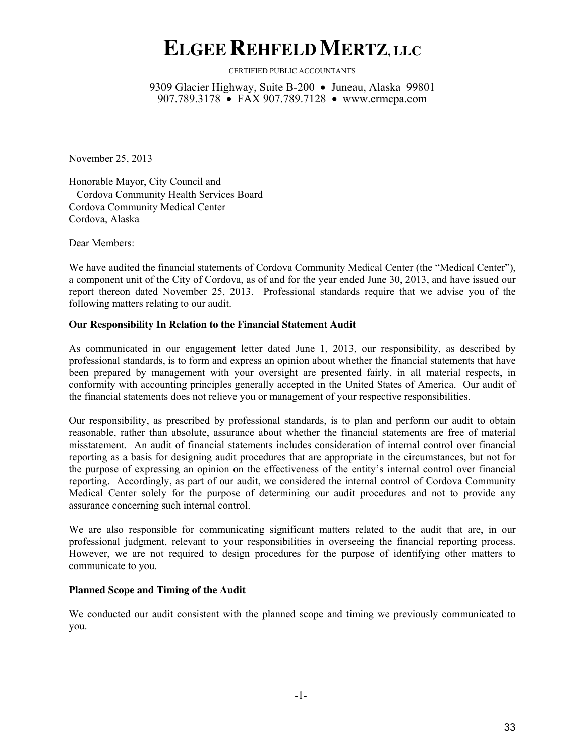# ELGEE REHFELD MERTZ, LLC

CERTIFIED PUBLIC ACCOUNTANTS

9309 Glacier Highway, Suite B-200 • Juneau, Alaska 99801
907.789.3178 • FAX 907.789.7128 • www.ermcpa.com

November 25, 2013

Honorable Mayor, City Council and
Cordova Community Health Services Board
Cordova Community Medical Center
Cordova, Alaska

Dear Members:

We have audited the financial statements of Cordova Community Medical Center (the "Medical Center"), a component unit of the City of Cordova, as of and for the year ended June 30, 2013, and have issued our report thereon dated November 25, 2013. Professional standards require that we advise you of the following matters relating to our audit.

**Our Responsibility In Relation to the Financial Statement Audit**

As communicated in our engagement letter dated June 1, 2013, our responsibility, as described by professional standards, is to form and express an opinion about whether the financial statements that have been prepared by management with your oversight are presented fairly, in all material respects, in conformity with accounting principles generally accepted in the United States of America. Our audit of the financial statements does not relieve you or management of your respective responsibilities.

Our responsibility, as prescribed by professional standards, is to plan and perform our audit to obtain reasonable, rather than absolute, assurance about whether the financial statements are free of material misstatement. An audit of financial statements includes consideration of internal control over financial reporting as a basis for designing audit procedures that are appropriate in the circumstances, but not for the purpose of expressing an opinion on the effectiveness of the entity's internal control over financial reporting. Accordingly, as part of our audit, we considered the internal control of Cordova Community Medical Center solely for the purpose of determining our audit procedures and not to provide any assurance concerning such internal control.

We are also responsible for communicating significant matters related to the audit that are, in our professional judgment, relevant to your responsibilities in overseeing the financial reporting process. However, we are not required to design procedures for the purpose of identifying other matters to communicate to you.

**Planned Scope and Timing of the Audit**

We conducted our audit consistent with the planned scope and timing we previously communicated to you.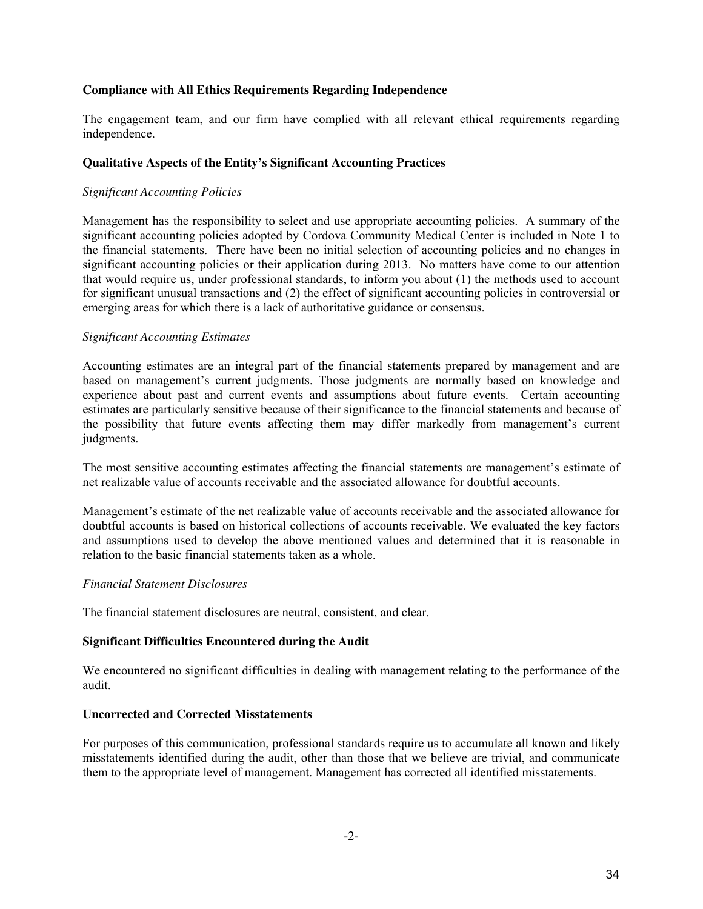**Compliance with All Ethics Requirements Regarding Independence**

The engagement team, and our firm have complied with all relevant ethical requirements regarding independence.

**Qualitative Aspects of the Entity's Significant Accounting Practices**

*Significant Accounting Policies*

Management has the responsibility to select and use appropriate accounting policies. A summary of the significant accounting policies adopted by Cordova Community Medical Center is included in Note 1 to the financial statements. There have been no initial selection of accounting policies and no changes in significant accounting policies or their application during 2013. No matters have come to our attention that would require us, under professional standards, to inform you about (1) the methods used to account for significant unusual transactions and (2) the effect of significant accounting policies in controversial or emerging areas for which there is a lack of authoritative guidance or consensus.

*Significant Accounting Estimates*

Accounting estimates are an integral part of the financial statements prepared by management and are based on management's current judgments. Those judgments are normally based on knowledge and experience about past and current events and assumptions about future events. Certain accounting estimates are particularly sensitive because of their significance to the financial statements and because of the possibility that future events affecting them may differ markedly from management's current judgments.

The most sensitive accounting estimates affecting the financial statements are management's estimate of net realizable value of accounts receivable and the associated allowance for doubtful accounts.

Management's estimate of the net realizable value of accounts receivable and the associated allowance for doubtful accounts is based on historical collections of accounts receivable. We evaluated the key factors and assumptions used to develop the above mentioned values and determined that it is reasonable in relation to the basic financial statements taken as a whole.

*Financial Statement Disclosures*

The financial statement disclosures are neutral, consistent, and clear.

**Significant Difficulties Encountered during the Audit**

We encountered no significant difficulties in dealing with management relating to the performance of the audit.

**Uncorrected and Corrected Misstatements**

For purposes of this communication, professional standards require us to accumulate all known and likely misstatements identified during the audit, other than those that we believe are trivial, and communicate them to the appropriate level of management. Management has corrected all identified misstatements.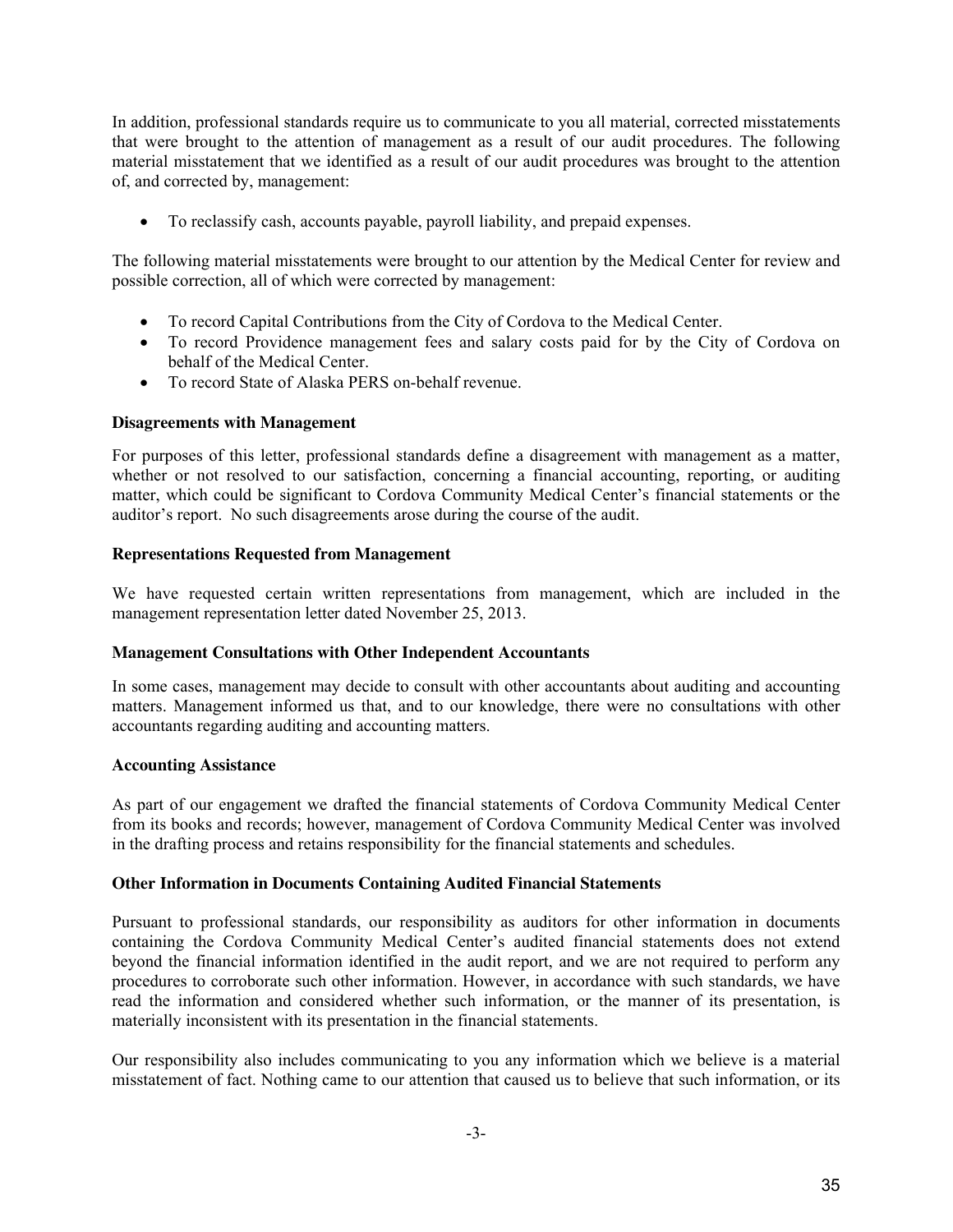In addition, professional standards require us to communicate to you all material, corrected misstatements that were brought to the attention of management as a result of our audit procedures. The following material misstatement that we identified as a result of our audit procedures was brought to the attention of, and corrected by, management:

- To reclassify cash, accounts payable, payroll liability, and prepaid expenses.

The following material misstatements were brought to our attention by the Medical Center for review and possible correction, all of which were corrected by management:

- To record Capital Contributions from the City of Cordova to the Medical Center.
- To record Providence management fees and salary costs paid for by the City of Cordova on behalf of the Medical Center.
- To record State of Alaska PERS on-behalf revenue.

**Disagreements with Management**

For purposes of this letter, professional standards define a disagreement with management as a matter, whether or not resolved to our satisfaction, concerning a financial accounting, reporting, or auditing matter, which could be significant to Cordova Community Medical Center's financial statements or the auditor's report. No such disagreements arose during the course of the audit.

**Representations Requested from Management**

We have requested certain written representations from management, which are included in the management representation letter dated November 25, 2013.

**Management Consultations with Other Independent Accountants**

In some cases, management may decide to consult with other accountants about auditing and accounting matters. Management informed us that, and to our knowledge, there were no consultations with other accountants regarding auditing and accounting matters.

**Accounting Assistance**

As part of our engagement we drafted the financial statements of Cordova Community Medical Center from its books and records; however, management of Cordova Community Medical Center was involved in the drafting process and retains responsibility for the financial statements and schedules.

**Other Information in Documents Containing Audited Financial Statements**

Pursuant to professional standards, our responsibility as auditors for other information in documents containing the Cordova Community Medical Center's audited financial statements does not extend beyond the financial information identified in the audit report, and we are not required to perform any procedures to corroborate such other information. However, in accordance with such standards, we have read the information and considered whether such information, or the manner of its presentation, is materially inconsistent with its presentation in the financial statements.

Our responsibility also includes communicating to you any information which we believe is a material misstatement of fact. Nothing came to our attention that caused us to believe that such information, or its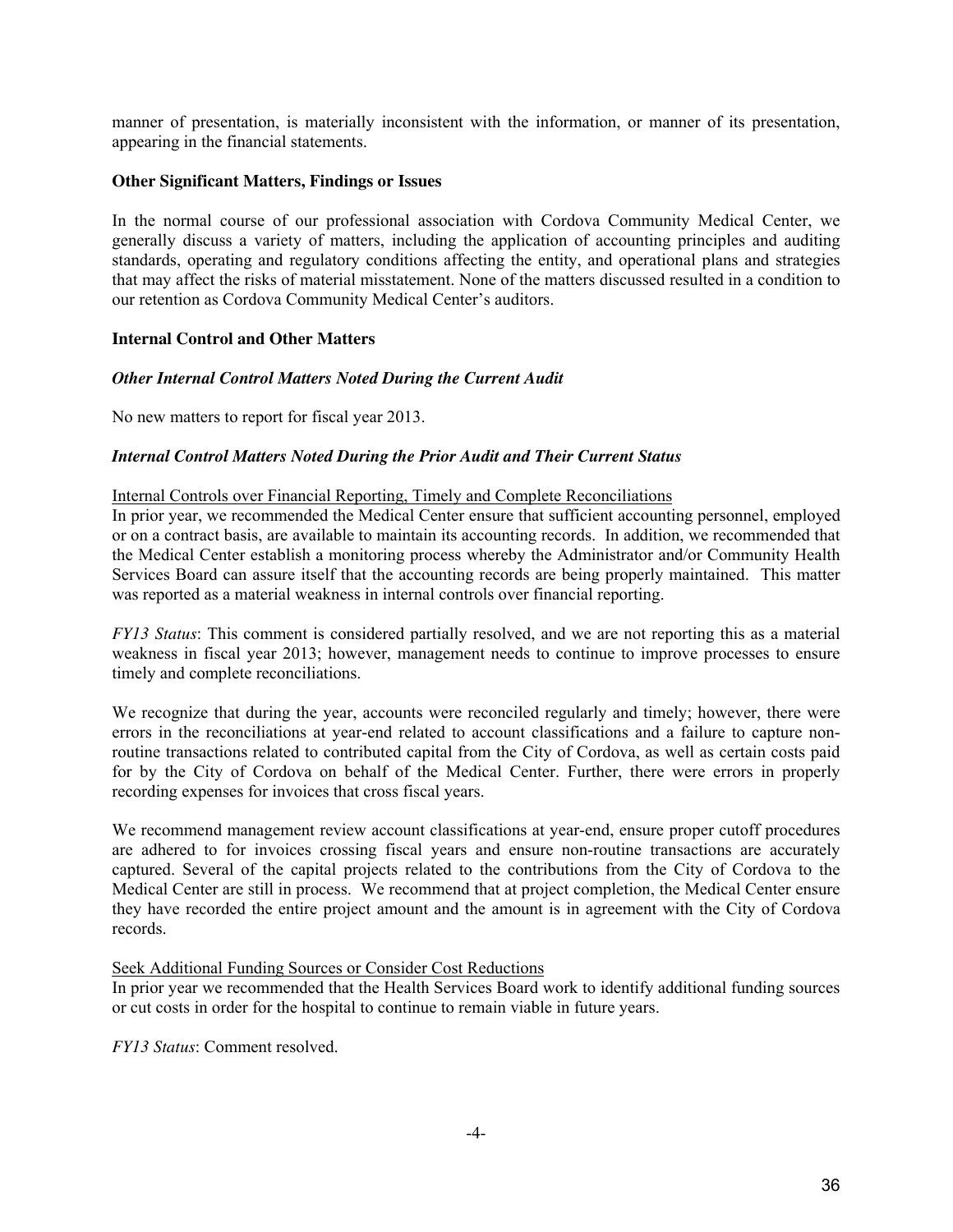manner of presentation, is materially inconsistent with the information, or manner of its presentation, appearing in the financial statements.

**Other Significant Matters, Findings or Issues**

In the normal course of our professional association with Cordova Community Medical Center, we generally discuss a variety of matters, including the application of accounting principles and auditing standards, operating and regulatory conditions affecting the entity, and operational plans and strategies that may affect the risks of material misstatement. None of the matters discussed resulted in a condition to our retention as Cordova Community Medical Center's auditors.

**Internal Control and Other Matters**

***Other Internal Control Matters Noted During the Current Audit***

No new matters to report for fiscal year 2013.

***Internal Control Matters Noted During the Prior Audit and Their Current Status***

<u>Internal Controls over Financial Reporting, Timely and Complete Reconciliations</u>
In prior year, we recommended the Medical Center ensure that sufficient accounting personnel, employed or on a contract basis, are available to maintain its accounting records. In addition, we recommended that the Medical Center establish a monitoring process whereby the Administrator and/or Community Health Services Board can assure itself that the accounting records are being properly maintained. This matter was reported as a material weakness in internal controls over financial reporting.

*FY13 Status*: This comment is considered partially resolved, and we are not reporting this as a material weakness in fiscal year 2013; however, management needs to continue to improve processes to ensure timely and complete reconciliations.

We recognize that during the year, accounts were reconciled regularly and timely; however, there were errors in the reconciliations at year-end related to account classifications and a failure to capture non-routine transactions related to contributed capital from the City of Cordova, as well as certain costs paid for by the City of Cordova on behalf of the Medical Center. Further, there were errors in properly recording expenses for invoices that cross fiscal years.

We recommend management review account classifications at year-end, ensure proper cutoff procedures are adhered to for invoices crossing fiscal years and ensure non-routine transactions are accurately captured. Several of the capital projects related to the contributions from the City of Cordova to the Medical Center are still in process. We recommend that at project completion, the Medical Center ensure they have recorded the entire project amount and the amount is in agreement with the City of Cordova records.

<u>Seek Additional Funding Sources or Consider Cost Reductions</u>
In prior year we recommended that the Health Services Board work to identify additional funding sources or cut costs in order for the hospital to continue to remain viable in future years.

*FY13 Status*: Comment resolved.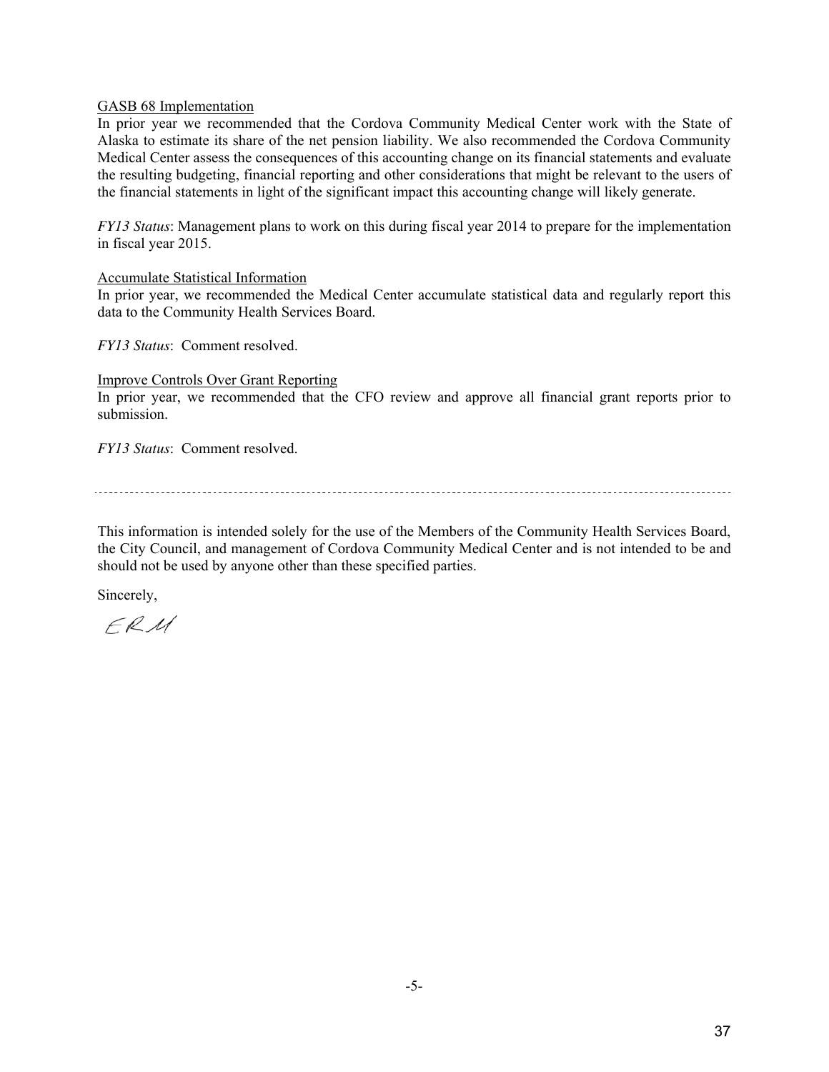GASB 68 Implementation

In prior year we recommended that the Cordova Community Medical Center work with the State of Alaska to estimate its share of the net pension liability. We also recommended the Cordova Community Medical Center assess the consequences of this accounting change on its financial statements and evaluate the resulting budgeting, financial reporting and other considerations that might be relevant to the users of the financial statements in light of the significant impact this accounting change will likely generate.

*FY13 Status*: Management plans to work on this during fiscal year 2014 to prepare for the implementation in fiscal year 2015.

Accumulate Statistical Information

In prior year, we recommended the Medical Center accumulate statistical data and regularly report this data to the Community Health Services Board.

*FY13 Status*: Comment resolved.

Improve Controls Over Grant Reporting

In prior year, we recommended that the CFO review and approve all financial grant reports prior to submission.

*FY13 Status*: Comment resolved.

---

This information is intended solely for the use of the Members of the Community Health Services Board, the City Council, and management of Cordova Community Medical Center and is not intended to be and should not be used by anyone other than these specified parties.

Sincerely,

ERM